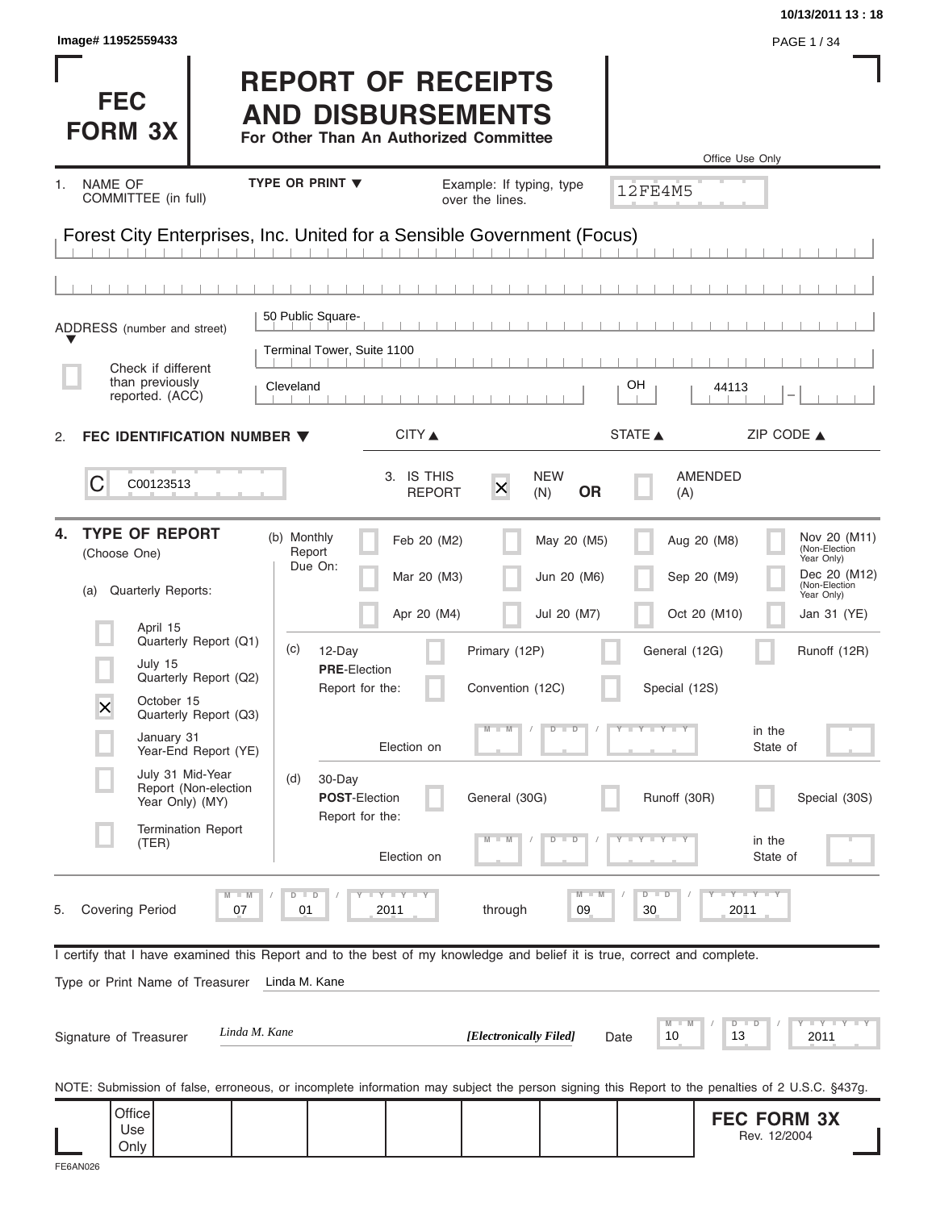Image# 11952559433

10/13/2011 13 : 18

# FEC FORM 3X

## REPORT OF RECEIPTS AND DISBURSEMENTS

**For Other Than An Authorized Committee**

Office Use Only

12FE4M5

1. NAME OF COMMITTEE (in full) — TYPE OR PRINT ▼ — Example: If typing, type over the lines.

Forest City Enterprises, Inc. United for a Sensible Government (Focus)

ADDRESS (number and street) ▼

50 Public Square-

Terminal Tower, Suite 1100

☐ Check if different than previously reported. (ACC)

| CITY ▲ | STATE ▲ | ZIP CODE ▲ |
|---|---|---|
| Cleveland | OH | 44113 |

2. **FEC IDENTIFICATION NUMBER ▼**

C00123513

3. IS THIS REPORT ☒ NEW (N) **OR** ☐ AMENDED (A)

4. **TYPE OF REPORT** (Choose One)

(a) Quarterly Reports:

- ☐ April 15 Quarterly Report (Q1)
- ☐ July 15 Quarterly Report (Q2)
- ☒ October 15 Quarterly Report (Q3)
- ☐ January 31 Year-End Report (YE)
- ☐ July 31 Mid-Year Report (Non-election Year Only) (MY)
- ☐ Termination Report (TER)

(b) Monthly Report Due On:

- ☐ Feb 20 (M2)
- ☐ Mar 20 (M3)
- ☐ Apr 20 (M4)
- ☐ May 20 (M5)
- ☐ Jun 20 (M6)
- ☐ Jul 20 (M7)
- ☐ Aug 20 (M8)
- ☐ Sep 20 (M9)
- ☐ Oct 20 (M10)
- ☐ Nov 20 (M11) (Non-Election Year Only)
- ☐ Dec 20 (M12) (Non-Election Year Only)
- ☐ Jan 31 (YE)

(c) 12-Day **PRE**-Election Report for the:

- ☐ Primary (12P)
- ☐ General (12G)
- ☐ Runoff (12R)
- ☐ Convention (12C)
- ☐ Special (12S)

Election on MM / DD / YYYY in the State of

(d) 30-Day **POST**-Election Report for the:

- ☐ General (30G)
- ☐ Runoff (30R)
- ☐ Special (30S)

Election on MM / DD / YYYY in the State of

5. Covering Period 07 / 01 / 2011 through 09 / 30 / 2011

I certify that I have examined this Report and to the best of my knowledge and belief it is true, correct and complete.

Type or Print Name of Treasurer: Linda M. Kane

Signature of Treasurer: *Linda M. Kane* ***[Electronically Filed]*** Date 10 / 13 / 2011

NOTE: Submission of false, erroneous, or incomplete information may subject the person signing this Report to the penalties of 2 U.S.C. §437g.

Office Use Only

**FEC FORM 3X** Rev. 12/2004

FE6AN026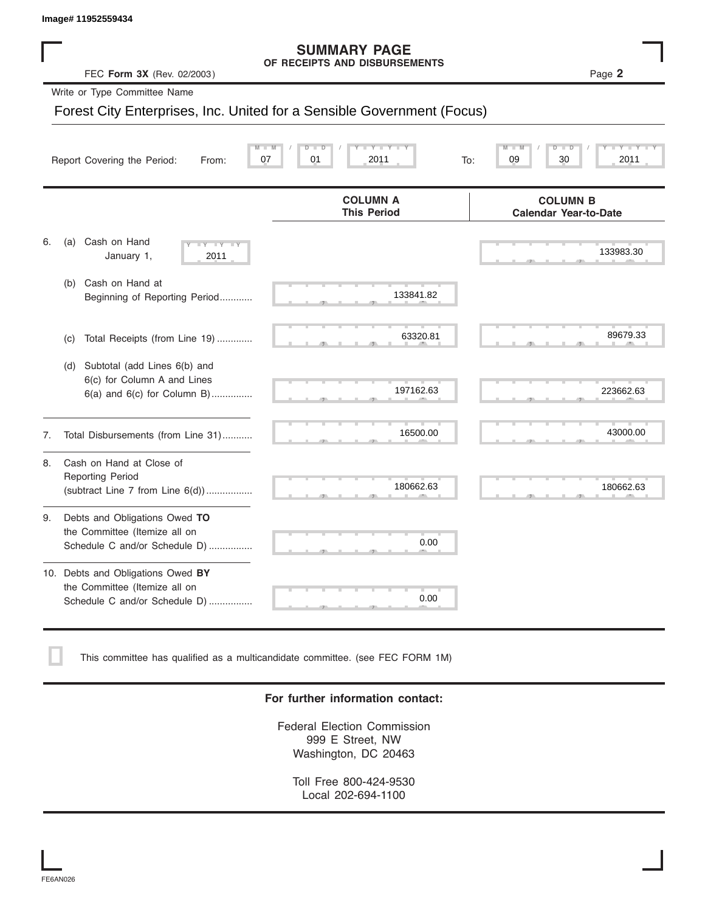Image# 11952559434

# SUMMARY PAGE
## OF RECEIPTS AND DISBURSEMENTS

FEC **Form 3X** (Rev. 02/2003)

Write or Type Committee Name

Forest City Enterprises, Inc. United for a Sensible Government (Focus)

Report Covering the Period: From: 07 / 01 / 2011 To: 09 / 30 / 2011

| | COLUMN A This Period | COLUMN B Calendar Year-to-Date |
|---|---|---|
| 6. (a) Cash on Hand January 1, 2011 | | 133983.30 |
| (b) Cash on Hand at Beginning of Reporting Period ............ | 133841.82 | |
| (c) Total Receipts (from Line 19) ............. | 63320.81 | 89679.33 |
| (d) Subtotal (add Lines 6(b) and 6(c) for Column A and Lines 6(a) and 6(c) for Column B) ............... | 197162.63 | 223662.63 |
| 7. Total Disbursements (from Line 31) ........... | 16500.00 | 43000.00 |
| 8. Cash on Hand at Close of Reporting Period (subtract Line 7 from Line 6(d)) ................. | 180662.63 | 180662.63 |
| 9. Debts and Obligations Owed **TO** the Committee (Itemize all on Schedule C and/or Schedule D) ................ | 0.00 | |
| 10. Debts and Obligations Owed **BY** the Committee (Itemize all on Schedule C and/or Schedule D) ................ | 0.00 | |

☐ This committee has qualified as a multicandidate committee. (see FEC FORM 1M)

**For further information contact:**

Federal Election Commission
999 E Street, NW
Washington, DC 20463

Toll Free 800-424-9530
Local 202-694-1100

FE6AN026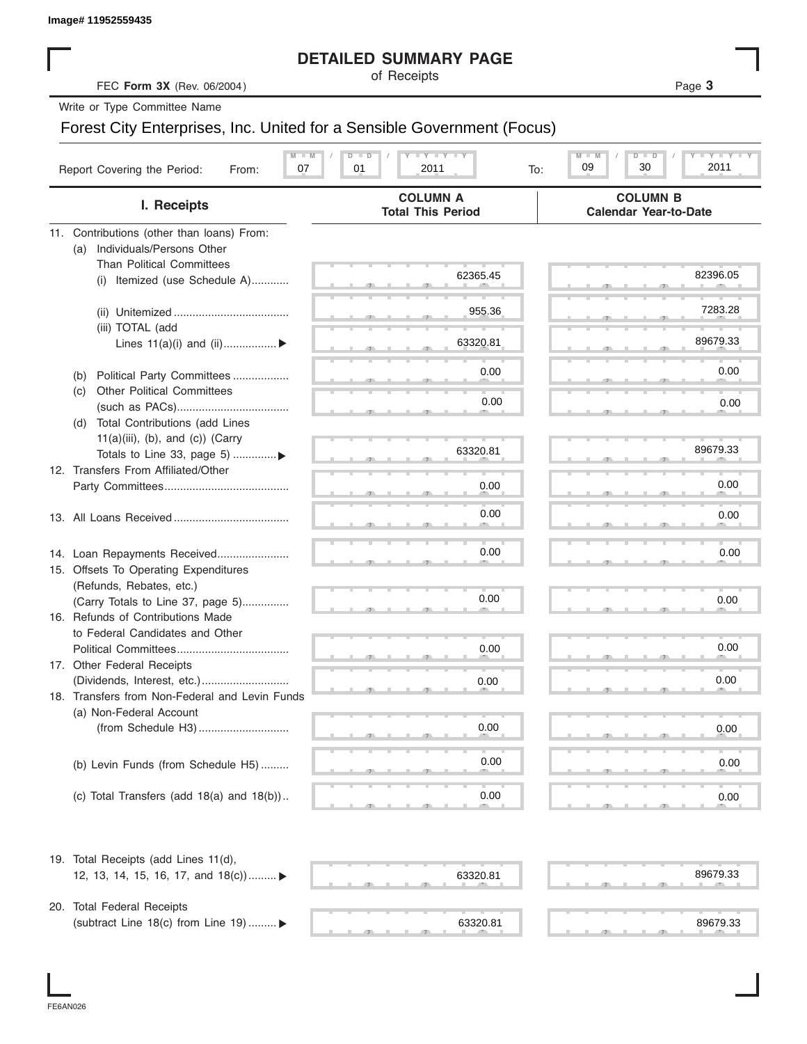Image# 11952559435

# DETAILED SUMMARY PAGE

of Receipts

FEC **Form 3X** (Rev. 06/2004)

Write or Type Committee Name

Forest City Enterprises, Inc. United for a Sensible Government (Focus)

Report Covering the Period: From: 07 / 01 / 2011 To: 09 / 30 / 2011

| I. Receipts | COLUMN A Total This Period | COLUMN B Calendar Year-to-Date |
|---|---|---|
| 11. Contributions (other than loans) From: | | |
| (a) Individuals/Persons Other Than Political Committees | | |
| (i) Itemized (use Schedule A) | 62365.45 | 82396.05 |
| (ii) Unitemized | 955.36 | 7283.28 |
| (iii) TOTAL (add Lines 11(a)(i) and (ii)) ▶ | 63320.81 | 89679.33 |
| (b) Political Party Committees | 0.00 | 0.00 |
| (c) Other Political Committees (such as PACs) | 0.00 | 0.00 |
| (d) Total Contributions (add Lines 11(a)(iii), (b), and (c)) (Carry Totals to Line 33, page 5) ▶ | 63320.81 | 89679.33 |
| 12. Transfers From Affiliated/Other Party Committees | 0.00 | 0.00 |
| 13. All Loans Received | 0.00 | 0.00 |
| 14. Loan Repayments Received | 0.00 | 0.00 |
| 15. Offsets To Operating Expenditures (Refunds, Rebates, etc.) (Carry Totals to Line 37, page 5) | 0.00 | 0.00 |
| 16. Refunds of Contributions Made to Federal Candidates and Other Political Committees | 0.00 | 0.00 |
| 17. Other Federal Receipts (Dividends, Interest, etc.) | 0.00 | 0.00 |
| 18. Transfers from Non-Federal and Levin Funds | | |
| (a) Non-Federal Account (from Schedule H3) | 0.00 | 0.00 |
| (b) Levin Funds (from Schedule H5) | 0.00 | 0.00 |
| (c) Total Transfers (add 18(a) and 18(b)) | 0.00 | 0.00 |
| 19. Total Receipts (add Lines 11(d), 12, 13, 14, 15, 16, 17, and 18(c)) ▶ | 63320.81 | 89679.33 |
| 20. Total Federal Receipts (subtract Line 18(c) from Line 19) ▶ | 63320.81 | 89679.33 |

FE6AN026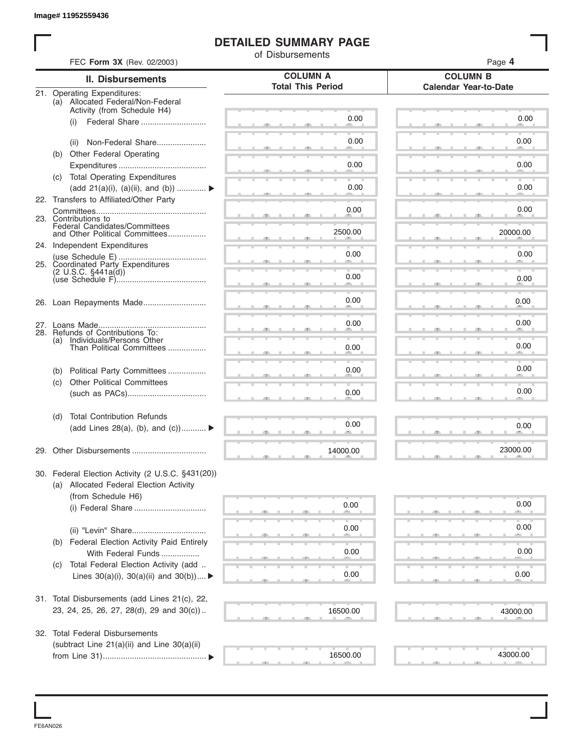Image# 11952559436

# DETAILED SUMMARY PAGE

of Disbursements

FEC **Form 3X** (Rev. 02/2003)

| II. Disbursements | COLUMN A Total This Period | COLUMN B Calendar Year-to-Date |
|---|---|---|
| 21. Operating Expenditures: | | |
| (a) Allocated Federal/Non-Federal Activity (from Schedule H4) | | |
| (i) Federal Share | 0.00 | 0.00 |
| (ii) Non-Federal Share | 0.00 | 0.00 |
| (b) Other Federal Operating Expenditures | 0.00 | 0.00 |
| (c) Total Operating Expenditures (add 21(a)(i), (a)(ii), and (b)) ▶ | 0.00 | 0.00 |
| 22. Transfers to Affiliated/Other Party Committees | 0.00 | 0.00 |
| 23. Contributions to Federal Candidates/Committees and Other Political Committees | 2500.00 | 20000.00 |
| 24. Independent Expenditures (use Schedule E) | 0.00 | 0.00 |
| 25. Coordinated Party Expenditures (2 U.S.C. §441a(d)) (use Schedule F) | 0.00 | 0.00 |
| 26. Loan Repayments Made | 0.00 | 0.00 |
| 27. Loans Made | 0.00 | 0.00 |
| 28. Refunds of Contributions To: | | |
| (a) Individuals/Persons Other Than Political Committees | 0.00 | 0.00 |
| (b) Political Party Committees | 0.00 | 0.00 |
| (c) Other Political Committees (such as PACs) | 0.00 | 0.00 |
| (d) Total Contribution Refunds (add Lines 28(a), (b), and (c)) ▶ | 0.00 | 0.00 |
| 29. Other Disbursements | 14000.00 | 23000.00 |
| 30. Federal Election Activity (2 U.S.C. §431(20)) | | |
| (a) Allocated Federal Election Activity (from Schedule H6) | | |
| (i) Federal Share | 0.00 | 0.00 |
| (ii) "Levin" Share | 0.00 | 0.00 |
| (b) Federal Election Activity Paid Entirely With Federal Funds | 0.00 | 0.00 |
| (c) Total Federal Election Activity (add .. Lines 30(a)(i), 30(a)(ii) and 30(b)) ▶ | 0.00 | 0.00 |
| 31. Total Disbursements (add Lines 21(c), 22, 23, 24, 25, 26, 27, 28(d), 29 and 30(c)) | 16500.00 | 43000.00 |
| 32. Total Federal Disbursements (subtract Line 21(a)(ii) and Line 30(a)(ii) from Line 31) ▶ | 16500.00 | 43000.00 |

FE6AN026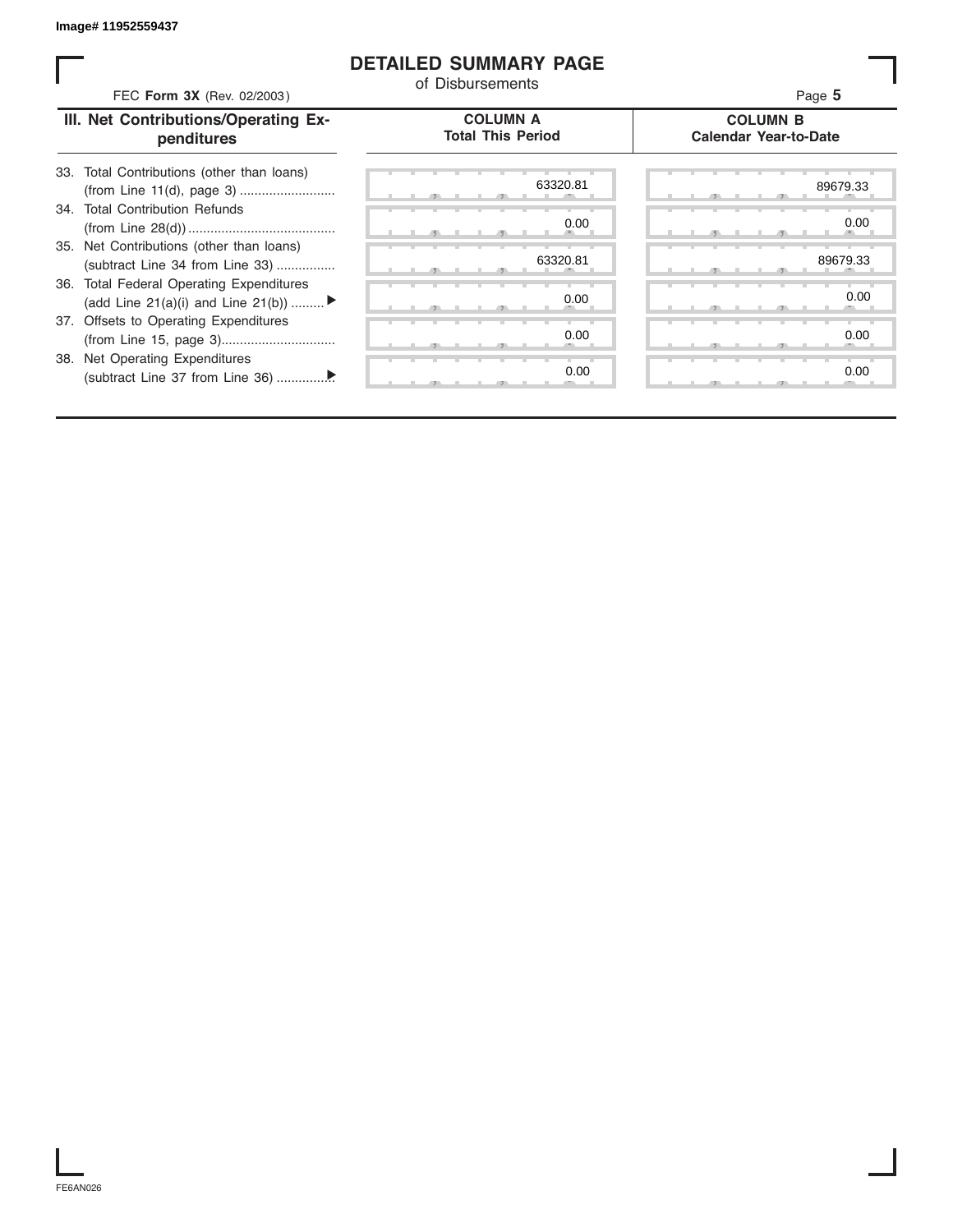Image# 11952559437

# DETAILED SUMMARY PAGE

of Disbursements

FEC **Form 3X** (Rev. 02/2003)

| III. Net Contributions/Operating Expenditures | COLUMN A Total This Period | COLUMN B Calendar Year-to-Date |
|---|---|---|
| 33. Total Contributions (other than loans) (from Line 11(d), page 3) .......................... | 63320.81 | 89679.33 |
| 34. Total Contribution Refunds (from Line 28(d)) ........................................ | 0.00 | 0.00 |
| 35. Net Contributions (other than loans) (subtract Line 34 from Line 33) ................ | 63320.81 | 89679.33 |
| 36. Total Federal Operating Expenditures (add Line 21(a)(i) and Line 21(b)) ......... ▶ | 0.00 | 0.00 |
| 37. Offsets to Operating Expenditures (from Line 15, page 3)............................... | 0.00 | 0.00 |
| 38. Net Operating Expenditures (subtract Line 37 from Line 36) ...............▶ | 0.00 | 0.00 |

FE6AN026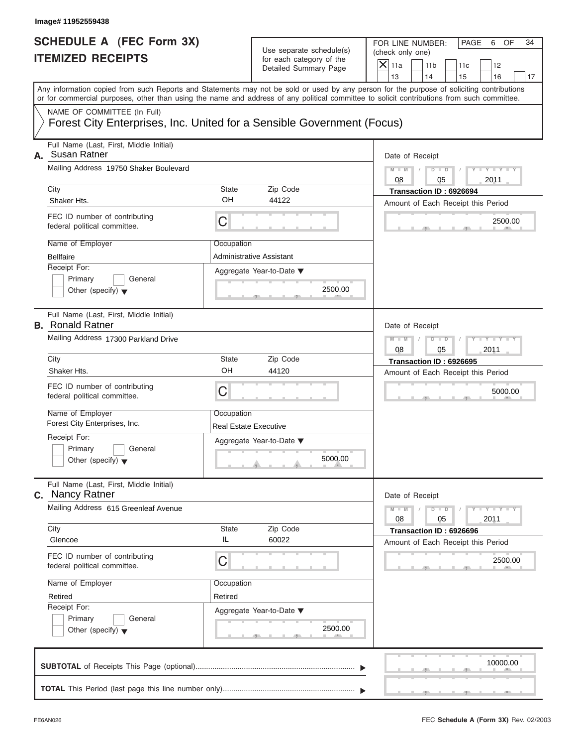Image# 11952559438

# SCHEDULE A (FEC Form 3X)
# ITEMIZED RECEIPTS

Use separate schedule(s) for each category of the Detailed Summary Page

FOR LINE NUMBER: (check only one)

[X] 11a [ ] 11b [ ] 11c [ ] 12 [ ] 13 [ ] 14 [ ] 15 [ ] 16 [ ] 17

PAGE 6 OF 34

Any information copied from such Reports and Statements may not be sold or used by any person for the purpose of soliciting contributions or for commercial purposes, other than using the name and address of any political committee to solicit contributions from such committee.

NAME OF COMMITTEE (In Full)

Forest City Enterprises, Inc. United for a Sensible Government (Focus)

---

**A.** Full Name (Last, First, Middle Initial): Susan Ratner

Mailing Address: 19750 Shaker Boulevard

City: Shaker Hts. | State: OH | Zip Code: 44122

FEC ID number of contributing federal political committee: C

Name of Employer: Bellfaire

Occupation: Administrative Assistant

Receipt For: [ ] Primary [ ] General [ ] Other (specify)

Aggregate Year-to-Date: 2500.00

Date of Receipt: 08/05/2011

Transaction ID : 6926694

Amount of Each Receipt this Period: 2500.00

---

**B.** Full Name (Last, First, Middle Initial): Ronald Ratner

Mailing Address: 17300 Parkland Drive

City: Shaker Hts. | State: OH | Zip Code: 44120

FEC ID number of contributing federal political committee: C

Name of Employer: Forest City Enterprises, Inc.

Occupation: Real Estate Executive

Receipt For: [ ] Primary [ ] General [ ] Other (specify)

Aggregate Year-to-Date: 5000.00

Date of Receipt: 08/05/2011

Transaction ID : 6926695

Amount of Each Receipt this Period: 5000.00

---

**C.** Full Name (Last, First, Middle Initial): Nancy Ratner

Mailing Address: 615 Greenleaf Avenue

City: Glencoe | State: IL | Zip Code: 60022

FEC ID number of contributing federal political committee: C

Name of Employer: Retired

Occupation: Retired

Receipt For: [ ] Primary [ ] General [ ] Other (specify)

Aggregate Year-to-Date: 2500.00

Date of Receipt: 08/05/2011

Transaction ID : 6926696

Amount of Each Receipt this Period: 2500.00

---

**SUBTOTAL** of Receipts This Page (optional): 10000.00

**TOTAL** This Period (last page this line number only):

FE6AN026

FEC **Schedule A** (Form 3X) Rev. 02/2003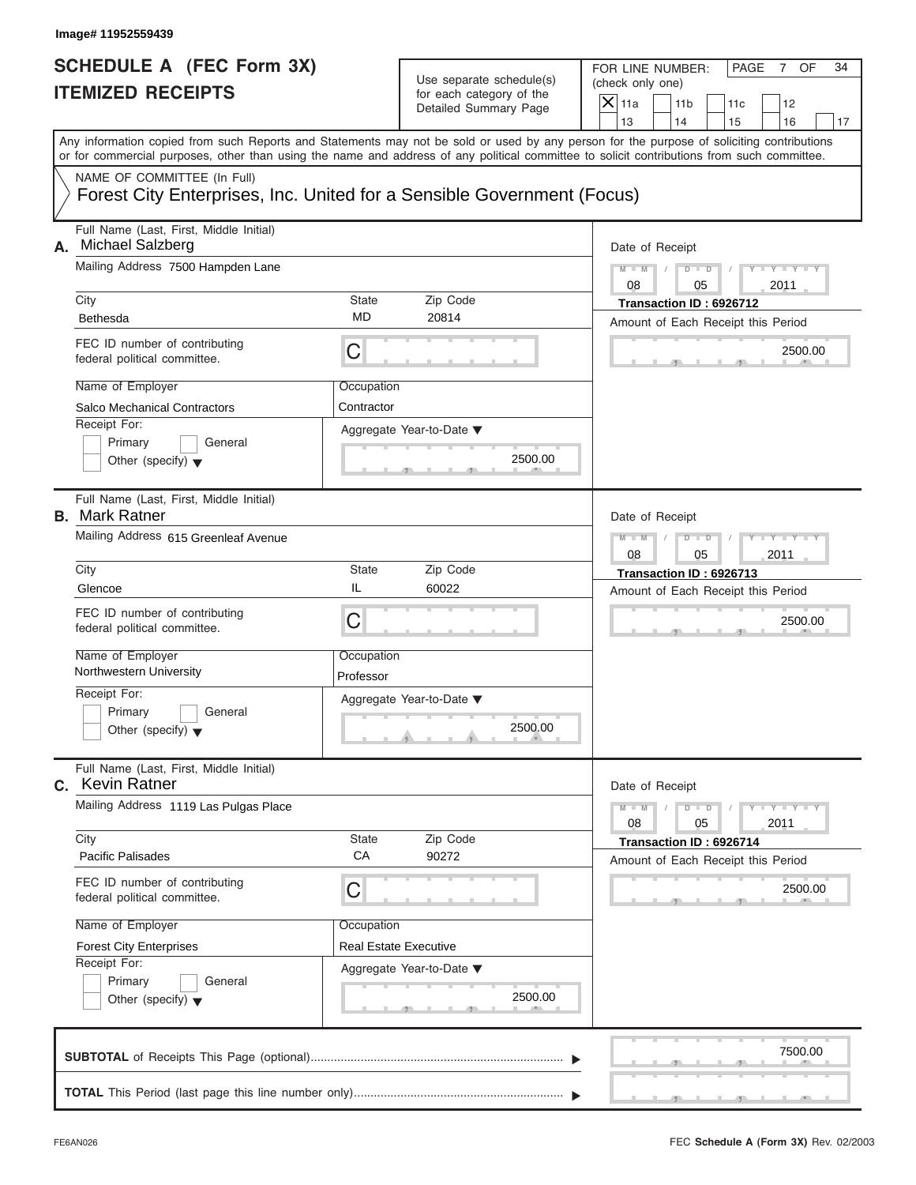Image# 11952559439

# SCHEDULE A (FEC Form 3X)
## ITEMIZED RECEIPTS

Use separate schedule(s) for each category of the Detailed Summary Page

FOR LINE NUMBER: (check only one)

- [X] 11a
- [ ] 11b
- [ ] 11c
- [ ] 12
- [ ] 13
- [ ] 14
- [ ] 15
- [ ] 16
- [ ] 17

PAGE 7 OF 34

Any information copied from such Reports and Statements may not be sold or used by any person for the purpose of soliciting contributions or for commercial purposes, other than using the name and address of any political committee to solicit contributions from such committee.

NAME OF COMMITTEE (In Full)

Forest City Enterprises, Inc. United for a Sensible Government (Focus)

---

**A.** Full Name (Last, First, Middle Initial): Michael Salzberg

Mailing Address: 7500 Hampden Lane

City: Bethesda | State: MD | Zip Code: 20814

FEC ID number of contributing federal political committee: C

Name of Employer: Salco Mechanical Contractors

Occupation: Contractor

Receipt For: [ ] Primary [ ] General [ ] Other (specify)

Aggregate Year-to-Date: 2500.00

Date of Receipt: 08 / 05 / 2011

Transaction ID : 6926712

Amount of Each Receipt this Period: 2500.00

---

**B.** Full Name (Last, First, Middle Initial): Mark Ratner

Mailing Address: 615 Greenleaf Avenue

City: Glencoe | State: IL | Zip Code: 60022

FEC ID number of contributing federal political committee: C

Name of Employer: Northwestern University

Occupation: Professor

Receipt For: [ ] Primary [ ] General [ ] Other (specify)

Aggregate Year-to-Date: 2500.00

Date of Receipt: 08 / 05 / 2011

Transaction ID : 6926713

Amount of Each Receipt this Period: 2500.00

---

**C.** Full Name (Last, First, Middle Initial): Kevin Ratner

Mailing Address: 1119 Las Pulgas Place

City: Pacific Palisades | State: CA | Zip Code: 90272

FEC ID number of contributing federal political committee: C

Name of Employer: Forest City Enterprises

Occupation: Real Estate Executive

Receipt For: [ ] Primary [ ] General [ ] Other (specify)

Aggregate Year-to-Date: 2500.00

Date of Receipt: 08 / 05 / 2011

Transaction ID : 6926714

Amount of Each Receipt this Period: 2500.00

---

**SUBTOTAL** of Receipts This Page (optional): 7500.00

**TOTAL** This Period (last page this line number only):

FE6AN026

FEC **Schedule A (Form 3X)** Rev. 02/2003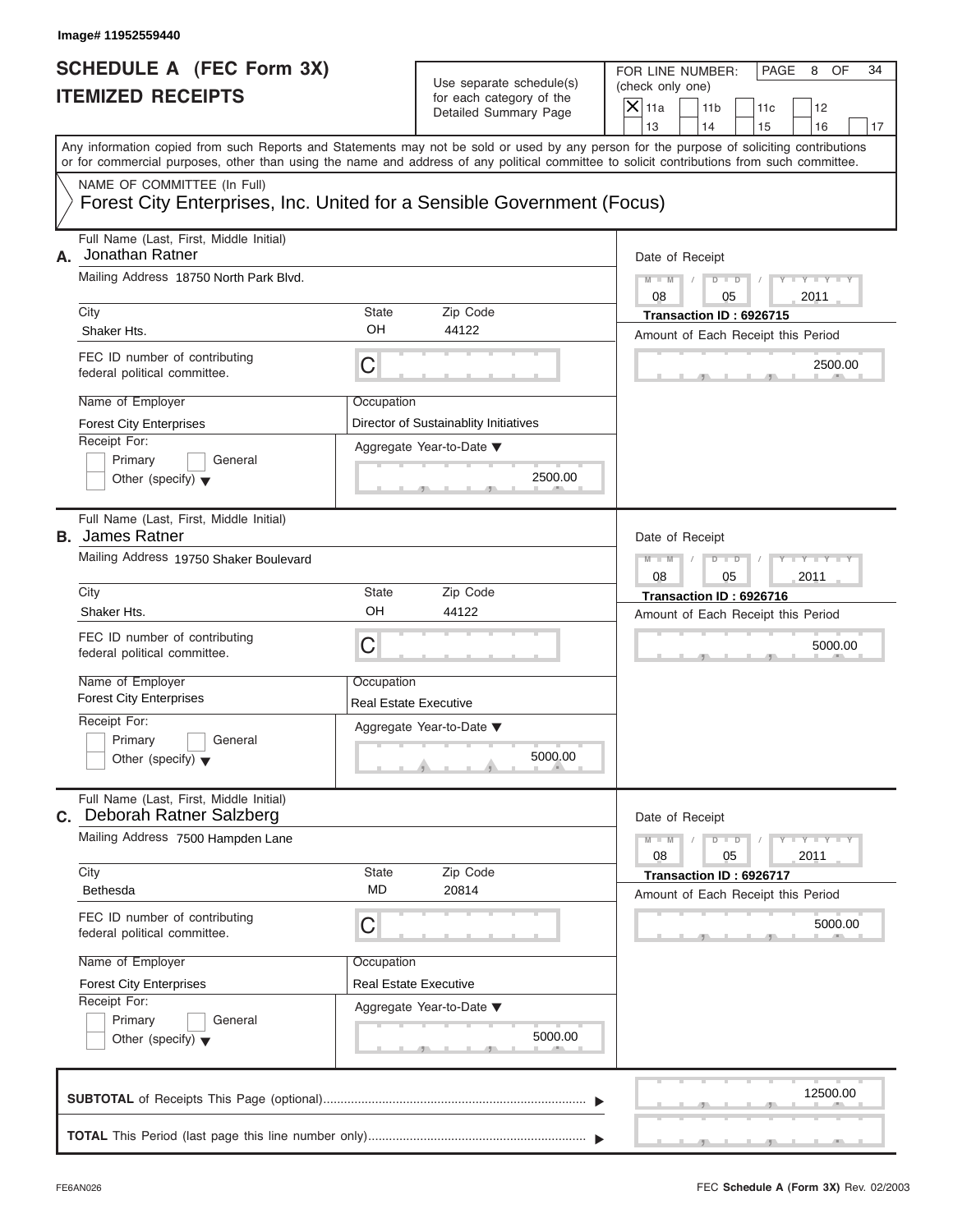Image# 11952559440

# SCHEDULE A (FEC Form 3X)
# ITEMIZED RECEIPTS

Use separate schedule(s) for each category of the Detailed Summary Page

FOR LINE NUMBER: (check only one)
[X] 11a [ ] 11b [ ] 11c [ ] 12 [ ] 13 [ ] 14 [ ] 15 [ ] 16 [ ] 17

PAGE 8 OF 34

Any information copied from such Reports and Statements may not be sold or used by any person for the purpose of soliciting contributions or for commercial purposes, other than using the name and address of any political committee to solicit contributions from such committee.

NAME OF COMMITTEE (In Full)
Forest City Enterprises, Inc. United for a Sensible Government (Focus)

---

**A.** Full Name (Last, First, Middle Initial): Jonathan Ratner
Mailing Address: 18750 North Park Blvd.
City: Shaker Hts. State: OH Zip Code: 44122
FEC ID number of contributing federal political committee: C
Name of Employer: Forest City Enterprises
Occupation: Director of Sustainablity Initiatives
Receipt For: [ ] Primary [ ] General [ ] Other (specify)
Aggregate Year-to-Date: 2500.00
Date of Receipt: 08 / 05 / 2011
Transaction ID : 6926715
Amount of Each Receipt this Period: 2500.00

---

**B.** Full Name (Last, First, Middle Initial): James Ratner
Mailing Address: 19750 Shaker Boulevard
City: Shaker Hts. State: OH Zip Code: 44122
FEC ID number of contributing federal political committee: C
Name of Employer: Forest City Enterprises
Occupation: Real Estate Executive
Receipt For: [ ] Primary [ ] General [ ] Other (specify)
Aggregate Year-to-Date: 5000.00
Date of Receipt: 08 / 05 / 2011
Transaction ID : 6926716
Amount of Each Receipt this Period: 5000.00

---

**C.** Full Name (Last, First, Middle Initial): Deborah Ratner Salzberg
Mailing Address: 7500 Hampden Lane
City: Bethesda State: MD Zip Code: 20814
FEC ID number of contributing federal political committee: C
Name of Employer: Forest City Enterprises
Occupation: Real Estate Executive
Receipt For: [ ] Primary [ ] General [ ] Other (specify)
Aggregate Year-to-Date: 5000.00
Date of Receipt: 08 / 05 / 2011
Transaction ID : 6926717
Amount of Each Receipt this Period: 5000.00

---

**SUBTOTAL** of Receipts This Page (optional): 12500.00

**TOTAL** This Period (last page this line number only):

FE6AN026 FEC **Schedule A (Form 3X)** Rev. 02/2003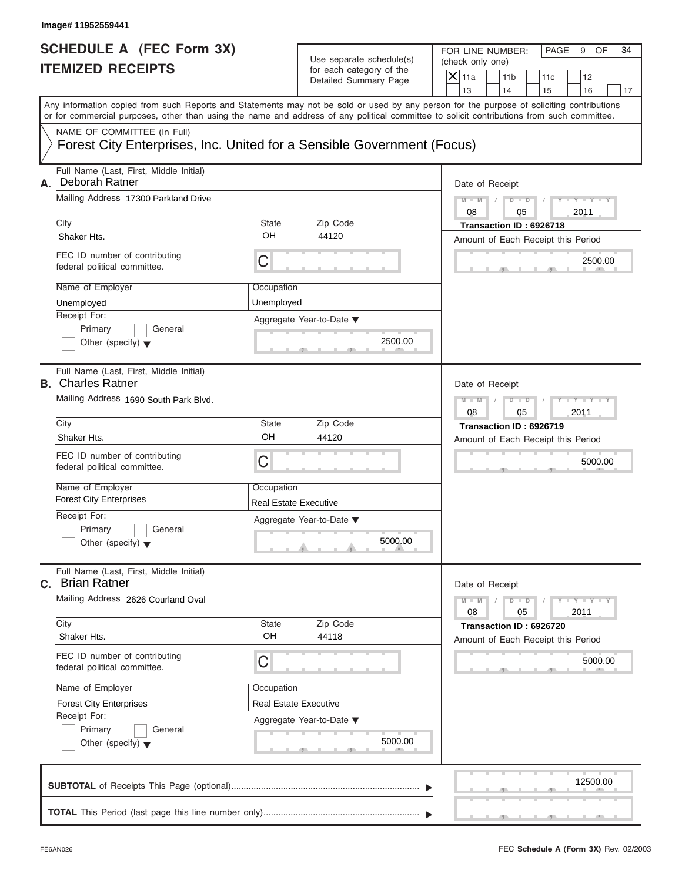Image# 11952559441

# SCHEDULE A (FEC Form 3X)
## ITEMIZED RECEIPTS

Use separate schedule(s) for each category of the Detailed Summary Page

FOR LINE NUMBER: (check only one)

- [X] 11a
- [ ] 11b
- [ ] 11c
- [ ] 12
- [ ] 13
- [ ] 14
- [ ] 15
- [ ] 16
- [ ] 17

Any information copied from such Reports and Statements may not be sold or used by any person for the purpose of soliciting contributions or for commercial purposes, other than using the name and address of any political committee to solicit contributions from such committee.

NAME OF COMMITTEE (In Full)

Forest City Enterprises, Inc. United for a Sensible Government (Focus)

---

**A.** Full Name (Last, First, Middle Initial): Deborah Ratner

Mailing Address: 17300 Parkland Drive

City: Shaker Hts. | State: OH | Zip Code: 44120

FEC ID number of contributing federal political committee: C

Name of Employer: Unemployed

Occupation: Unemployed

Receipt For: [ ] Primary [ ] General [ ] Other (specify)

Aggregate Year-to-Date: 2500.00

Date of Receipt: 08 / 05 / 2011

Transaction ID : 6926718

Amount of Each Receipt this Period: 2500.00

---

**B.** Full Name (Last, First, Middle Initial): Charles Ratner

Mailing Address: 1690 South Park Blvd.

City: Shaker Hts. | State: OH | Zip Code: 44120

FEC ID number of contributing federal political committee: C

Name of Employer: Forest City Enterprises

Occupation: Real Estate Executive

Receipt For: [ ] Primary [ ] General [ ] Other (specify)

Aggregate Year-to-Date: 5000.00

Date of Receipt: 08 / 05 / 2011

Transaction ID : 6926719

Amount of Each Receipt this Period: 5000.00

---

**C.** Full Name (Last, First, Middle Initial): Brian Ratner

Mailing Address: 2626 Courland Oval

City: Shaker Hts. | State: OH | Zip Code: 44118

FEC ID number of contributing federal political committee: C

Name of Employer: Forest City Enterprises

Occupation: Real Estate Executive

Receipt For: [ ] Primary [ ] General [ ] Other (specify)

Aggregate Year-to-Date: 5000.00

Date of Receipt: 08 / 05 / 2011

Transaction ID : 6926720

Amount of Each Receipt this Period: 5000.00

---

**SUBTOTAL** of Receipts This Page (optional): 12500.00

**TOTAL** This Period (last page this line number only):

FE6AN026

FEC **Schedule A (Form 3X)** Rev. 02/2003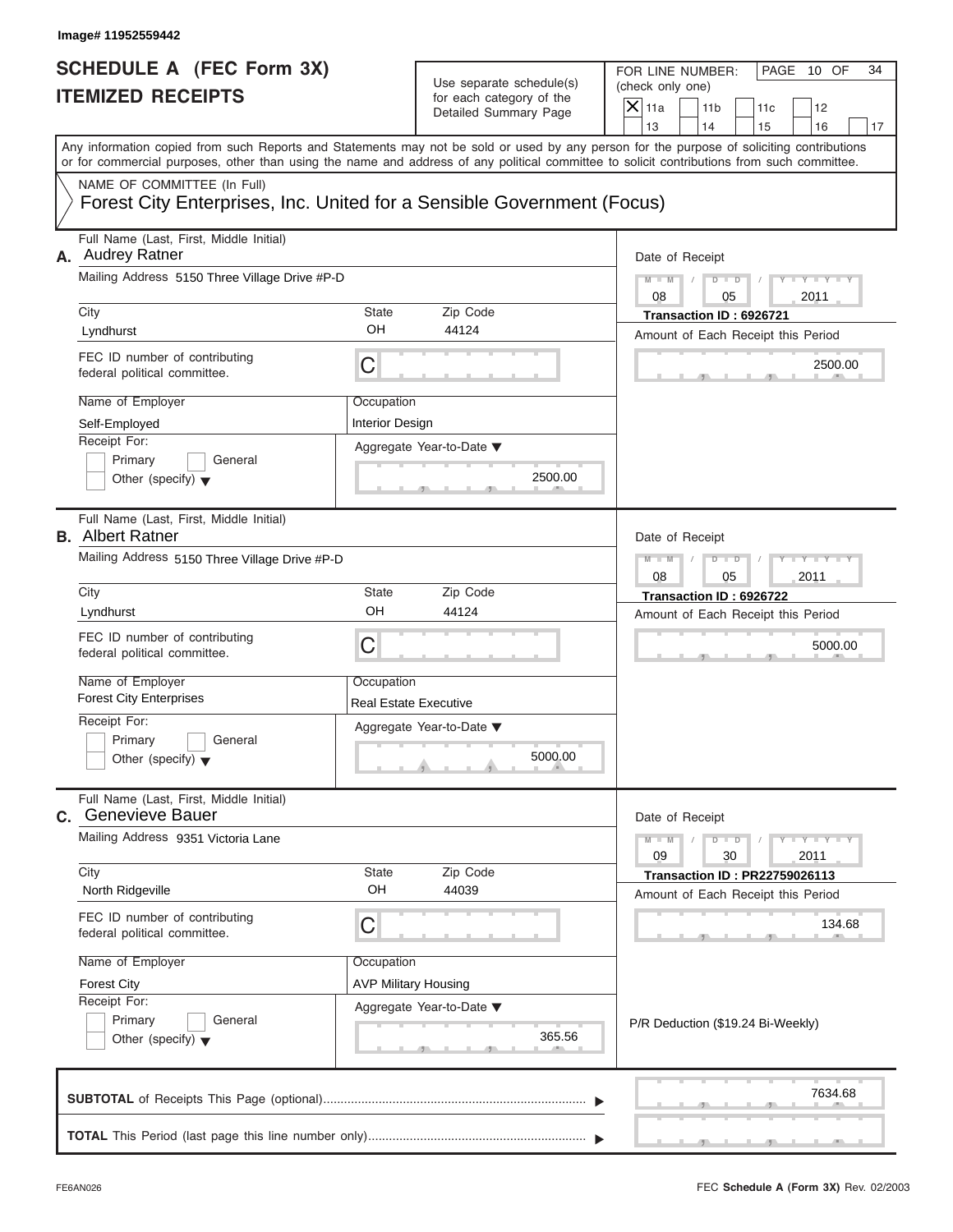Image# 11952559442

# SCHEDULE A (FEC Form 3X)
## ITEMIZED RECEIPTS

Use separate schedule(s) for each category of the Detailed Summary Page

FOR LINE NUMBER: (check only one)

- [X] 11a
- [ ] 11b
- [ ] 11c
- [ ] 12
- [ ] 13
- [ ] 14
- [ ] 15
- [ ] 16
- [ ] 17

PAGE 10 OF 34

Any information copied from such Reports and Statements may not be sold or used by any person for the purpose of soliciting contributions or for commercial purposes, other than using the name and address of any political committee to solicit contributions from such committee.

NAME OF COMMITTEE (In Full)

Forest City Enterprises, Inc. United for a Sensible Government (Focus)

---

**A.** Full Name (Last, First, Middle Initial): Audrey Ratner

Mailing Address: 5150 Three Village Drive #P-D

City: Lyndhurst | State: OH | Zip Code: 44124

FEC ID number of contributing federal political committee: C

Name of Employer: Self-Employed

Occupation: Interior Design

Receipt For: Primary / General / Other (specify)

Aggregate Year-to-Date: 2500.00

Date of Receipt: 08 / 05 / 2011

Transaction ID : 6926721

Amount of Each Receipt this Period: 2500.00

---

**B.** Full Name (Last, First, Middle Initial): Albert Ratner

Mailing Address: 5150 Three Village Drive #P-D

City: Lyndhurst | State: OH | Zip Code: 44124

FEC ID number of contributing federal political committee: C

Name of Employer: Forest City Enterprises

Occupation: Real Estate Executive

Receipt For: Primary / General / Other (specify)

Aggregate Year-to-Date: 5000.00

Date of Receipt: 08 / 05 / 2011

Transaction ID : 6926722

Amount of Each Receipt this Period: 5000.00

---

**C.** Full Name (Last, First, Middle Initial): Genevieve Bauer

Mailing Address: 9351 Victoria Lane

City: North Ridgeville | State: OH | Zip Code: 44039

FEC ID number of contributing federal political committee: C

Name of Employer: Forest City

Occupation: AVP Military Housing

Receipt For: Primary / General / Other (specify)

Aggregate Year-to-Date: 365.56

Date of Receipt: 09 / 30 / 2011

Transaction ID : PR22759026113

Amount of Each Receipt this Period: 134.68

P/R Deduction ($19.24 Bi-Weekly)

---

**SUBTOTAL** of Receipts This Page (optional): 7634.68

**TOTAL** This Period (last page this line number only):

FE6AN026

FEC **Schedule A** (Form 3X) Rev. 02/2003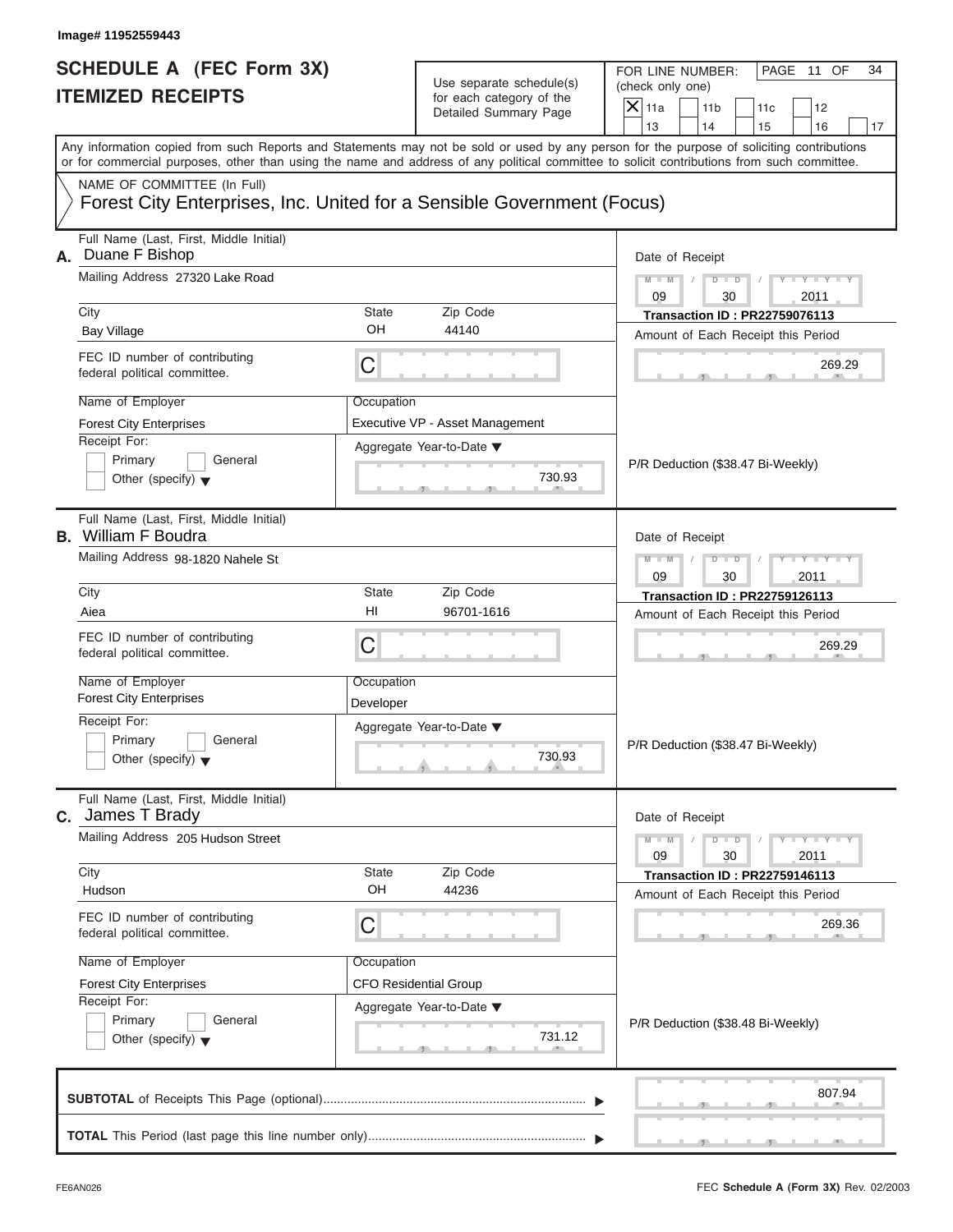Image# 11952559443

# SCHEDULE A (FEC Form 3X)
## ITEMIZED RECEIPTS

Use separate schedule(s) for each category of the Detailed Summary Page

FOR LINE NUMBER: (check only one)

☒ 11a ☐ 11b ☐ 11c ☐ 12 ☐ 13 ☐ 14 ☐ 15 ☐ 16 ☐ 17

PAGE 11 OF 34

Any information copied from such Reports and Statements may not be sold or used by any person for the purpose of soliciting contributions or for commercial purposes, other than using the name and address of any political committee to solicit contributions from such committee.

NAME OF COMMITTEE (In Full)

Forest City Enterprises, Inc. United for a Sensible Government (Focus)

---

**A.** Full Name (Last, First, Middle Initial): Duane F Bishop

Mailing Address: 27320 Lake Road

City: Bay Village | State: OH | Zip Code: 44140

FEC ID number of contributing federal political committee: C

Name of Employer: Forest City Enterprises

Occupation: Executive VP - Asset Management

Receipt For: ☐ Primary ☐ General ☐ Other (specify)

Aggregate Year-to-Date: 730.93

Date of Receipt: 09 / 30 / 2011

Transaction ID : PR22759076113

Amount of Each Receipt this Period: 269.29

P/R Deduction ($38.47 Bi-Weekly)

---

**B.** Full Name (Last, First, Middle Initial): William F Boudra

Mailing Address: 98-1820 Nahele St

City: Aiea | State: HI | Zip Code: 96701-1616

FEC ID number of contributing federal political committee: C

Name of Employer: Forest City Enterprises

Occupation: Developer

Receipt For: ☐ Primary ☐ General ☐ Other (specify)

Aggregate Year-to-Date: 730.93

Date of Receipt: 09 / 30 / 2011

Transaction ID : PR22759126113

Amount of Each Receipt this Period: 269.29

P/R Deduction ($38.47 Bi-Weekly)

---

**C.** Full Name (Last, First, Middle Initial): James T Brady

Mailing Address: 205 Hudson Street

City: Hudson | State: OH | Zip Code: 44236

FEC ID number of contributing federal political committee: C

Name of Employer: Forest City Enterprises

Occupation: CFO Residential Group

Receipt For: ☐ Primary ☐ General ☐ Other (specify)

Aggregate Year-to-Date: 731.12

Date of Receipt: 09 / 30 / 2011

Transaction ID : PR22759146113

Amount of Each Receipt this Period: 269.36

P/R Deduction ($38.48 Bi-Weekly)

---

**SUBTOTAL** of Receipts This Page (optional): 807.94

**TOTAL** This Period (last page this line number only):

FE6AN026 FEC **Schedule A** (Form 3X) Rev. 02/2003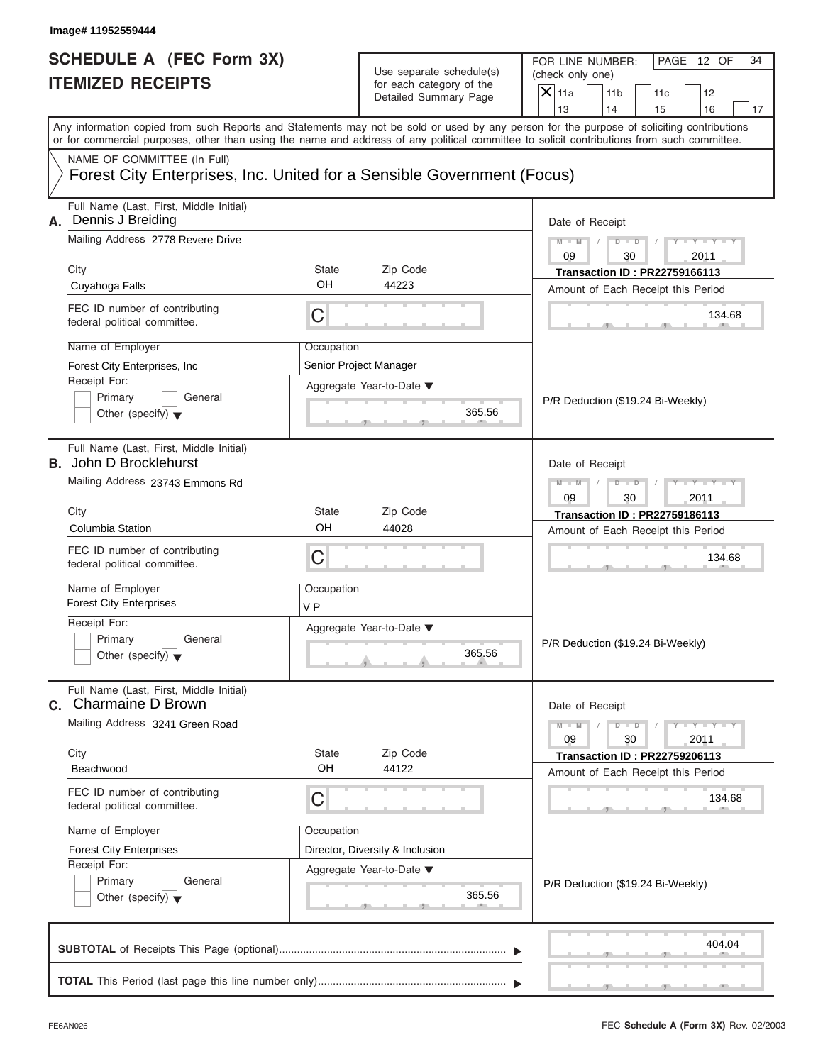Image# 11952559444

# SCHEDULE A (FEC Form 3X)
# ITEMIZED RECEIPTS

Use separate schedule(s) for each category of the Detailed Summary Page

FOR LINE NUMBER: (check only one)

- [X] 11a
- [ ] 11b
- [ ] 11c
- [ ] 12
- [ ] 13
- [ ] 14
- [ ] 15
- [ ] 16
- [ ] 17

PAGE 12 OF 34

Any information copied from such Reports and Statements may not be sold or used by any person for the purpose of soliciting contributions or for commercial purposes, other than using the name and address of any political committee to solicit contributions from such committee.

NAME OF COMMITTEE (In Full)
Forest City Enterprises, Inc. United for a Sensible Government (Focus)

---

**A.** Full Name (Last, First, Middle Initial): Dennis J Breiding

Mailing Address: 2778 Revere Drive

City: Cuyahoga Falls | State: OH | Zip Code: 44223

FEC ID number of contributing federal political committee: C

Name of Employer: Forest City Enterprises, Inc

Occupation: Senior Project Manager

Receipt For: Primary [ ] General [ ] Other (specify)

Aggregate Year-to-Date: 365.56

Date of Receipt: 09 / 30 / 2011

Transaction ID : PR22759166113

Amount of Each Receipt this Period: 134.68

P/R Deduction ($19.24 Bi-Weekly)

---

**B.** Full Name (Last, First, Middle Initial): John D Brocklehurst

Mailing Address: 23743 Emmons Rd

City: Columbia Station | State: OH | Zip Code: 44028

FEC ID number of contributing federal political committee: C

Name of Employer: Forest City Enterprises

Occupation: V P

Receipt For: Primary [ ] General [ ] Other (specify)

Aggregate Year-to-Date: 365.56

Date of Receipt: 09 / 30 / 2011

Transaction ID : PR22759186113

Amount of Each Receipt this Period: 134.68

P/R Deduction ($19.24 Bi-Weekly)

---

**C.** Full Name (Last, First, Middle Initial): Charmaine D Brown

Mailing Address: 3241 Green Road

City: Beachwood | State: OH | Zip Code: 44122

FEC ID number of contributing federal political committee: C

Name of Employer: Forest City Enterprises

Occupation: Director, Diversity & Inclusion

Receipt For: Primary [ ] General [ ] Other (specify)

Aggregate Year-to-Date: 365.56

Date of Receipt: 09 / 30 / 2011

Transaction ID : PR22759206113

Amount of Each Receipt this Period: 134.68

P/R Deduction ($19.24 Bi-Weekly)

---

**SUBTOTAL** of Receipts This Page (optional): 404.04

**TOTAL** This Period (last page this line number only):

FE6AN026

FEC **Schedule A** (Form 3X) Rev. 02/2003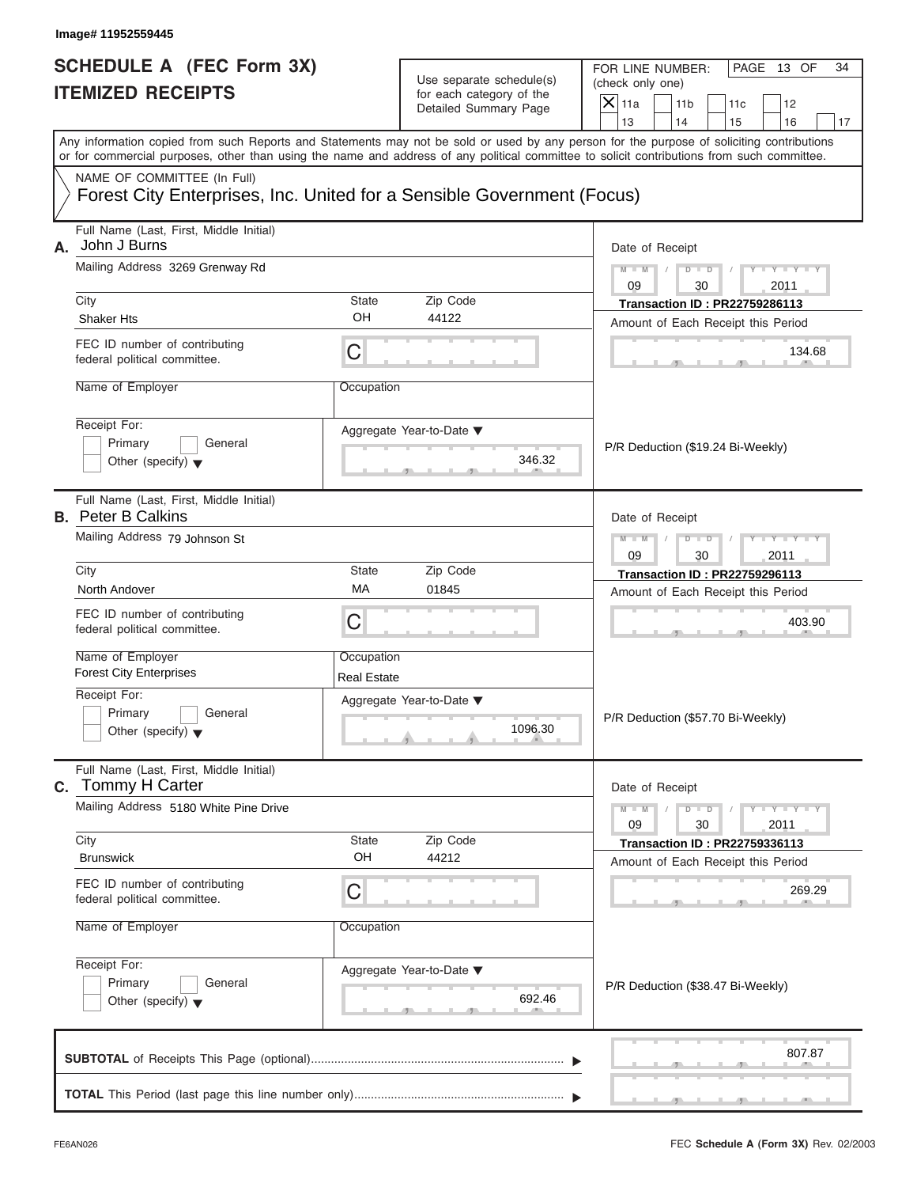Image# 11952559445

# SCHEDULE A (FEC Form 3X)
# ITEMIZED RECEIPTS

Use separate schedule(s) for each category of the Detailed Summary Page

FOR LINE NUMBER: (check only one)

- [x] 11a
- [ ] 11b
- [ ] 11c
- [ ] 12
- [ ] 13
- [ ] 14
- [ ] 15
- [ ] 16
- [ ] 17

PAGE 13 OF 34

Any information copied from such Reports and Statements may not be sold or used by any person for the purpose of soliciting contributions or for commercial purposes, other than using the name and address of any political committee to solicit contributions from such committee.

NAME OF COMMITTEE (In Full)
Forest City Enterprises, Inc. United for a Sensible Government (Focus)

---

**A.** Full Name (Last, First, Middle Initial): John J Burns

Mailing Address: 3269 Grenway Rd

City: Shaker Hts | State: OH | Zip Code: 44122

FEC ID number of contributing federal political committee: C

Name of Employer:

Occupation:

Receipt For: Primary / General / Other (specify)

Aggregate Year-to-Date: 346.32

Date of Receipt: 09 / 30 / 2011

Transaction ID : PR22759286113

Amount of Each Receipt this Period: 134.68

P/R Deduction ($19.24 Bi-Weekly)

---

**B.** Full Name (Last, First, Middle Initial): Peter B Calkins

Mailing Address: 79 Johnson St

City: North Andover | State: MA | Zip Code: 01845

FEC ID number of contributing federal political committee: C

Name of Employer: Forest City Enterprises

Occupation: Real Estate

Receipt For: Primary / General / Other (specify)

Aggregate Year-to-Date: 1096.30

Date of Receipt: 09 / 30 / 2011

Transaction ID : PR22759296113

Amount of Each Receipt this Period: 403.90

P/R Deduction ($57.70 Bi-Weekly)

---

**C.** Full Name (Last, First, Middle Initial): Tommy H Carter

Mailing Address: 5180 White Pine Drive

City: Brunswick | State: OH | Zip Code: 44212

FEC ID number of contributing federal political committee: C

Name of Employer:

Occupation:

Receipt For: Primary / General / Other (specify)

Aggregate Year-to-Date: 692.46

Date of Receipt: 09 / 30 / 2011

Transaction ID : PR22759336113

Amount of Each Receipt this Period: 269.29

P/R Deduction ($38.47 Bi-Weekly)

---

**SUBTOTAL** of Receipts This Page (optional): 807.87

**TOTAL** This Period (last page this line number only):

FE6AN026

FEC Schedule A (Form 3X) Rev. 02/2003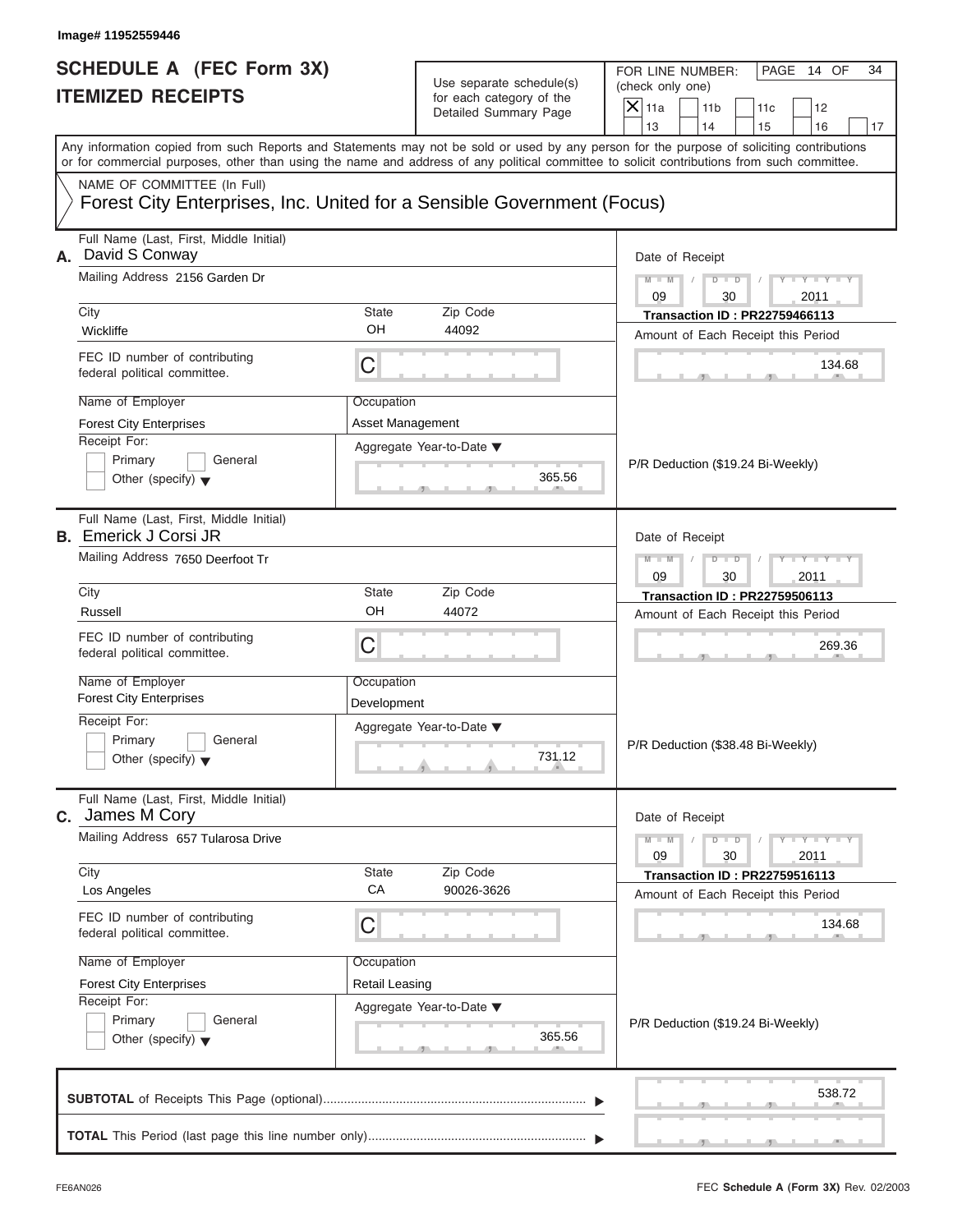Image# 11952559446

# SCHEDULE A (FEC Form 3X)
## ITEMIZED RECEIPTS

Use separate schedule(s) for each category of the Detailed Summary Page

FOR LINE NUMBER: (check only one)

- [X] 11a
- [ ] 11b
- [ ] 11c
- [ ] 12
- [ ] 13
- [ ] 14
- [ ] 15
- [ ] 16
- [ ] 17

PAGE 14 OF 34

Any information copied from such Reports and Statements may not be sold or used by any person for the purpose of soliciting contributions or for commercial purposes, other than using the name and address of any political committee to solicit contributions from such committee.

NAME OF COMMITTEE (In Full)

Forest City Enterprises, Inc. United for a Sensible Government (Focus)

---

**A.** Full Name (Last, First, Middle Initial): David S Conway

Mailing Address: 2156 Garden Dr

City: Wickliffe | State: OH | Zip Code: 44092

FEC ID number of contributing federal political committee: C

Name of Employer: Forest City Enterprises

Occupation: Asset Management

Receipt For: [ ] Primary [ ] General [ ] Other (specify)

Aggregate Year-to-Date: 365.56

Date of Receipt: 09 / 30 / 2011

Transaction ID : PR22759466113

Amount of Each Receipt this Period: 134.68

P/R Deduction ($19.24 Bi-Weekly)

---

**B.** Full Name (Last, First, Middle Initial): Emerick J Corsi JR

Mailing Address: 7650 Deerfoot Tr

City: Russell | State: OH | Zip Code: 44072

FEC ID number of contributing federal political committee: C

Name of Employer: Forest City Enterprises

Occupation: Development

Receipt For: [ ] Primary [ ] General [ ] Other (specify)

Aggregate Year-to-Date: 731.12

Date of Receipt: 09 / 30 / 2011

Transaction ID : PR22759506113

Amount of Each Receipt this Period: 269.36

P/R Deduction ($38.48 Bi-Weekly)

---

**C.** Full Name (Last, First, Middle Initial): James M Cory

Mailing Address: 657 Tularosa Drive

City: Los Angeles | State: CA | Zip Code: 90026-3626

FEC ID number of contributing federal political committee: C

Name of Employer: Forest City Enterprises

Occupation: Retail Leasing

Receipt For: [ ] Primary [ ] General [ ] Other (specify)

Aggregate Year-to-Date: 365.56

Date of Receipt: 09 / 30 / 2011

Transaction ID : PR22759516113

Amount of Each Receipt this Period: 134.68

P/R Deduction ($19.24 Bi-Weekly)

---

**SUBTOTAL** of Receipts This Page (optional): 538.72

**TOTAL** This Period (last page this line number only):

FE6AN026 | FEC **Schedule A** (Form 3X) Rev. 02/2003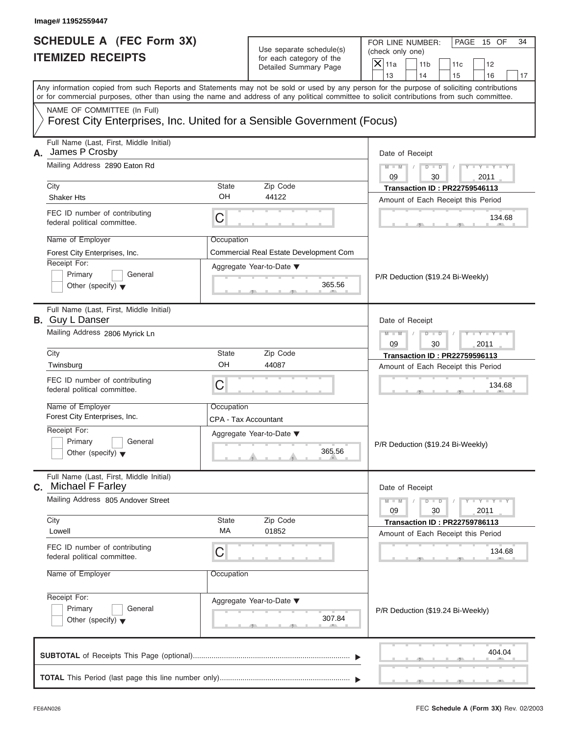Image# 11952559447

# SCHEDULE A (FEC Form 3X) ITEMIZED RECEIPTS

Use separate schedule(s) for each category of the Detailed Summary Page

FOR LINE NUMBER: (check only one)

- [X] 11a
- [ ] 11b
- [ ] 11c
- [ ] 12
- [ ] 13
- [ ] 14
- [ ] 15
- [ ] 16
- [ ] 17

PAGE 15 OF 34

Any information copied from such Reports and Statements may not be sold or used by any person for the purpose of soliciting contributions or for commercial purposes, other than using the name and address of any political committee to solicit contributions from such committee.

NAME OF COMMITTEE (In Full)
Forest City Enterprises, Inc. United for a Sensible Government (Focus)

---

**A.** Full Name (Last, First, Middle Initial): James P Crosby

Mailing Address: 2890 Eaton Rd

City: Shaker Hts | State: OH | Zip Code: 44122

FEC ID number of contributing federal political committee: C

Name of Employer: Forest City Enterprises, Inc.

Occupation: Commercial Real Estate Development Com

Receipt For: [ ] Primary [ ] General [ ] Other (specify)

Aggregate Year-to-Date: 365.56

Date of Receipt: 09/30/2011

Transaction ID : PR22759546113

Amount of Each Receipt this Period: 134.68

P/R Deduction ($19.24 Bi-Weekly)

---

**B.** Full Name (Last, First, Middle Initial): Guy L Danser

Mailing Address: 2806 Myrick Ln

City: Twinsburg | State: OH | Zip Code: 44087

FEC ID number of contributing federal political committee: C

Name of Employer: Forest City Enterprises, Inc.

Occupation: CPA - Tax Accountant

Receipt For: [ ] Primary [ ] General [ ] Other (specify)

Aggregate Year-to-Date: 365.56

Date of Receipt: 09/30/2011

Transaction ID : PR22759596113

Amount of Each Receipt this Period: 134.68

P/R Deduction ($19.24 Bi-Weekly)

---

**C.** Full Name (Last, First, Middle Initial): Michael F Farley

Mailing Address: 805 Andover Street

City: Lowell | State: MA | Zip Code: 01852

FEC ID number of contributing federal political committee: C

Name of Employer:

Occupation:

Receipt For: [ ] Primary [ ] General [ ] Other (specify)

Aggregate Year-to-Date: 307.84

Date of Receipt: 09/30/2011

Transaction ID : PR22759786113

Amount of Each Receipt this Period: 134.68

P/R Deduction ($19.24 Bi-Weekly)

---

**SUBTOTAL** of Receipts This Page (optional): 404.04

**TOTAL** This Period (last page this line number only):

FE6AN026 FEC Schedule A (Form 3X) Rev. 02/2003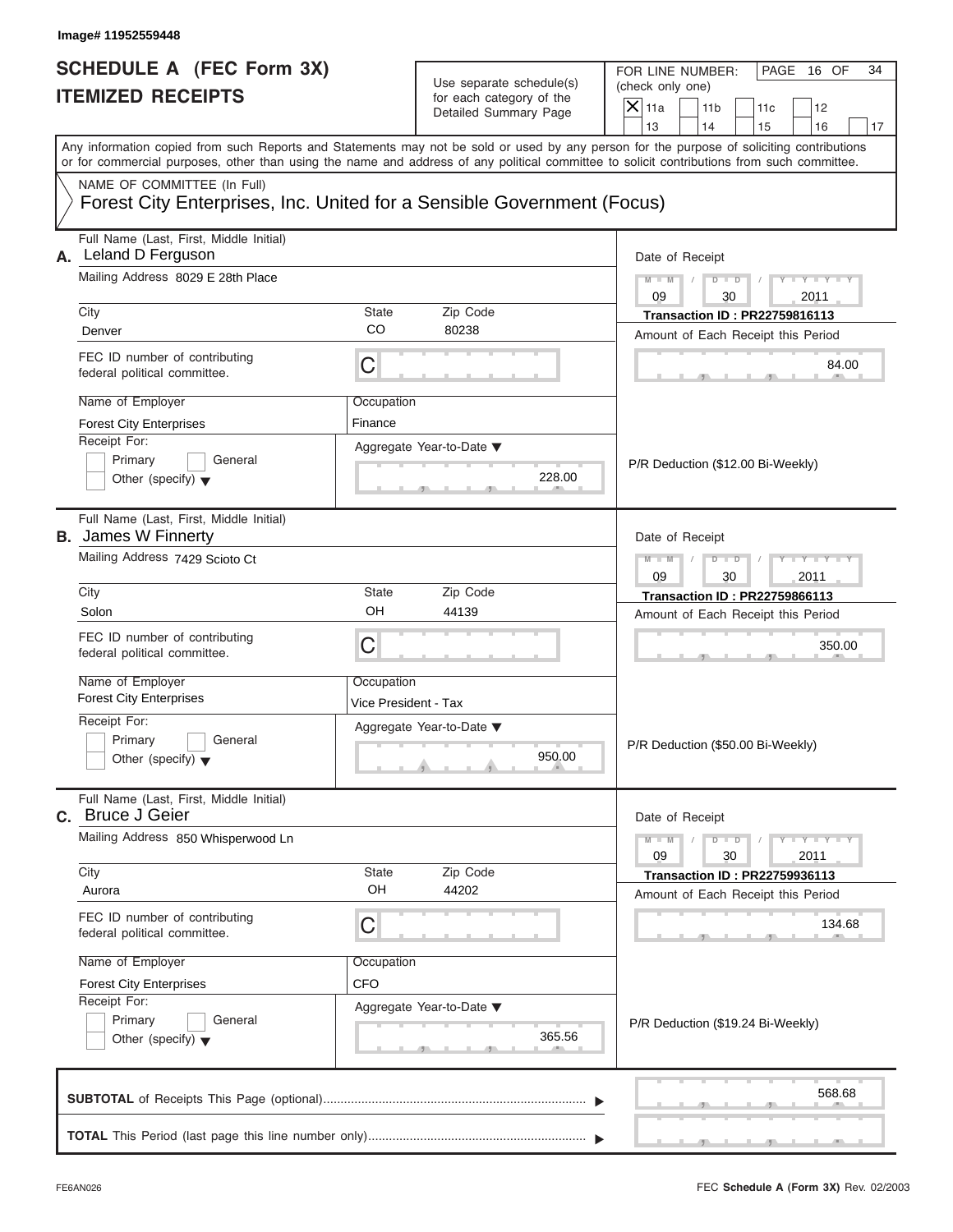Image# 11952559448

# SCHEDULE A (FEC Form 3X)
## ITEMIZED RECEIPTS

Use separate schedule(s) for each category of the Detailed Summary Page

FOR LINE NUMBER: (check only one)

- [X] 11a
- [ ] 11b
- [ ] 11c
- [ ] 12
- [ ] 13
- [ ] 14
- [ ] 15
- [ ] 16
- [ ] 17

PAGE 16 OF 34

Any information copied from such Reports and Statements may not be sold or used by any person for the purpose of soliciting contributions or for commercial purposes, other than using the name and address of any political committee to solicit contributions from such committee.

NAME OF COMMITTEE (In Full)
Forest City Enterprises, Inc. United for a Sensible Government (Focus)

---

**A.** Full Name (Last, First, Middle Initial): Leland D Ferguson

Mailing Address: 8029 E 28th Place

City: Denver | State: CO | Zip Code: 80238

FEC ID number of contributing federal political committee: C

Name of Employer: Forest City Enterprises | Occupation: Finance

Receipt For: Primary / General / Other (specify)

Aggregate Year-to-Date: 228.00

Date of Receipt: 09 / 30 / 2011

Transaction ID : PR22759816113

Amount of Each Receipt this Period: 84.00

P/R Deduction ($12.00 Bi-Weekly)

---

**B.** Full Name (Last, First, Middle Initial): James W Finnerty

Mailing Address: 7429 Scioto Ct

City: Solon | State: OH | Zip Code: 44139

FEC ID number of contributing federal political committee: C

Name of Employer: Forest City Enterprises | Occupation: Vice President - Tax

Receipt For: Primary / General / Other (specify)

Aggregate Year-to-Date: 950.00

Date of Receipt: 09 / 30 / 2011

Transaction ID : PR22759866113

Amount of Each Receipt this Period: 350.00

P/R Deduction ($50.00 Bi-Weekly)

---

**C.** Full Name (Last, First, Middle Initial): Bruce J Geier

Mailing Address: 850 Whisperwood Ln

City: Aurora | State: OH | Zip Code: 44202

FEC ID number of contributing federal political committee: C

Name of Employer: Forest City Enterprises | Occupation: CFO

Receipt For: Primary / General / Other (specify)

Aggregate Year-to-Date: 365.56

Date of Receipt: 09 / 30 / 2011

Transaction ID : PR22759936113

Amount of Each Receipt this Period: 134.68

P/R Deduction ($19.24 Bi-Weekly)

---

**SUBTOTAL** of Receipts This Page (optional): 568.68

**TOTAL** This Period (last page this line number only):

FE6AN026 | FEC **Schedule A** (Form 3X) Rev. 02/2003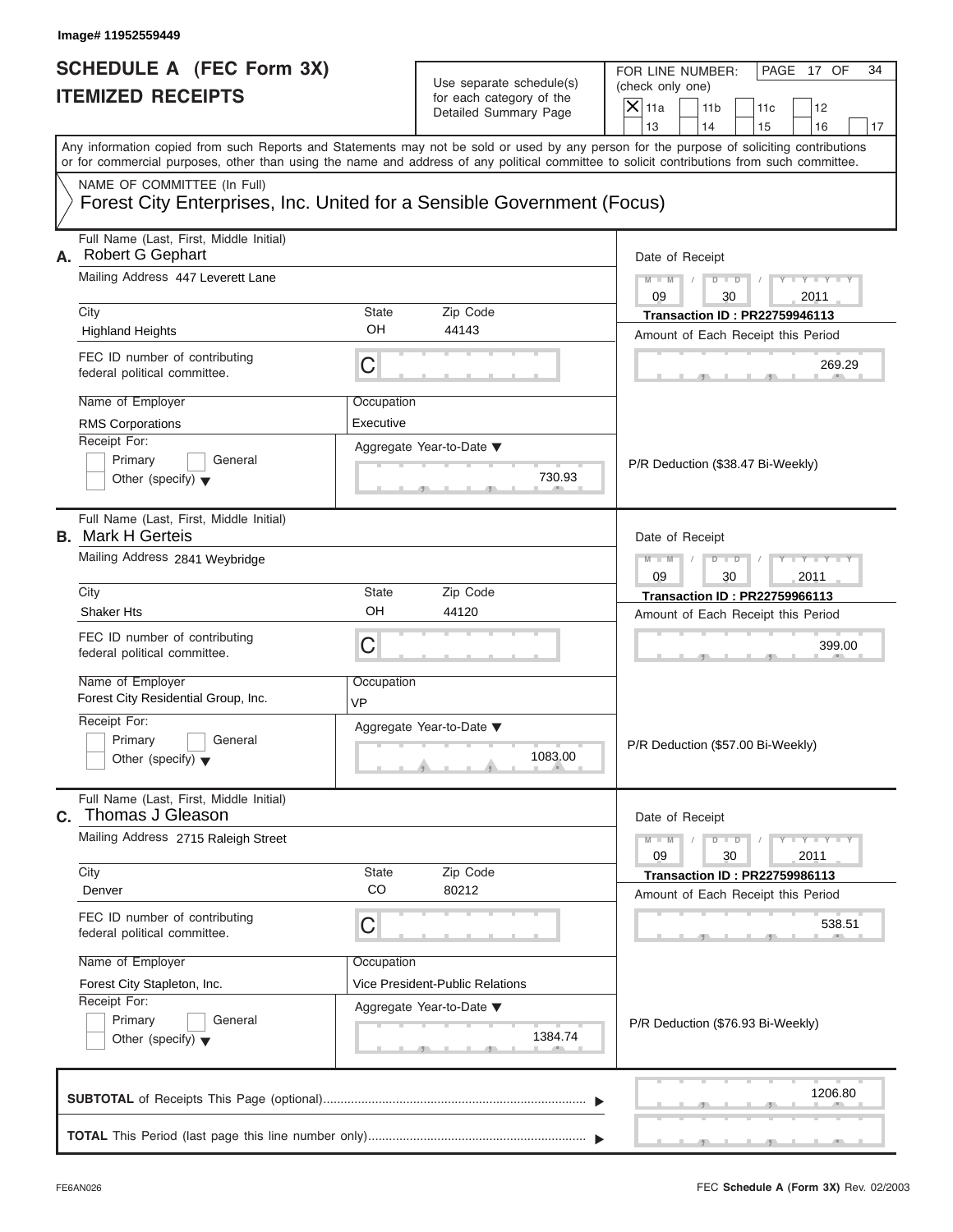Image# 11952559449

# SCHEDULE A (FEC Form 3X) ITEMIZED RECEIPTS

Use separate schedule(s) for each category of the Detailed Summary Page

FOR LINE NUMBER: (check only one)

- [X] 11a
- [ ] 11b
- [ ] 11c
- [ ] 12
- [ ] 13
- [ ] 14
- [ ] 15
- [ ] 16
- [ ] 17

Any information copied from such Reports and Statements may not be sold or used by any person for the purpose of soliciting contributions or for commercial purposes, other than using the name and address of any political committee to solicit contributions from such committee.

NAME OF COMMITTEE (In Full)
Forest City Enterprises, Inc. United for a Sensible Government (Focus)

---

**A.** Full Name (Last, First, Middle Initial): Robert G Gephart

Mailing Address: 447 Leverett Lane

City: Highland Heights | State: OH | Zip Code: 44143

FEC ID number of contributing federal political committee: C

Name of Employer: RMS Corporations

Occupation: Executive

Receipt For: Primary / General / Other (specify)

Aggregate Year-to-Date: 730.93

Date of Receipt: 09/30/2011

Transaction ID : PR22759946113

Amount of Each Receipt this Period: 269.29

P/R Deduction ($38.47 Bi-Weekly)

---

**B.** Full Name (Last, First, Middle Initial): Mark H Gerteis

Mailing Address: 2841 Weybridge

City: Shaker Hts | State: OH | Zip Code: 44120

FEC ID number of contributing federal political committee: C

Name of Employer: Forest City Residential Group, Inc.

Occupation: VP

Receipt For: Primary / General / Other (specify)

Aggregate Year-to-Date: 1083.00

Date of Receipt: 09/30/2011

Transaction ID : PR22759966113

Amount of Each Receipt this Period: 399.00

P/R Deduction ($57.00 Bi-Weekly)

---

**C.** Full Name (Last, First, Middle Initial): Thomas J Gleason

Mailing Address: 2715 Raleigh Street

City: Denver | State: CO | Zip Code: 80212

FEC ID number of contributing federal political committee: C

Name of Employer: Forest City Stapleton, Inc.

Occupation: Vice President-Public Relations

Receipt For: Primary / General / Other (specify)

Aggregate Year-to-Date: 1384.74

Date of Receipt: 09/30/2011

Transaction ID : PR22759986113

Amount of Each Receipt this Period: 538.51

P/R Deduction ($76.93 Bi-Weekly)

---

**SUBTOTAL** of Receipts This Page (optional): 1206.80

**TOTAL** This Period (last page this line number only):

FE6AN026

FEC Schedule A (Form 3X) Rev. 02/2003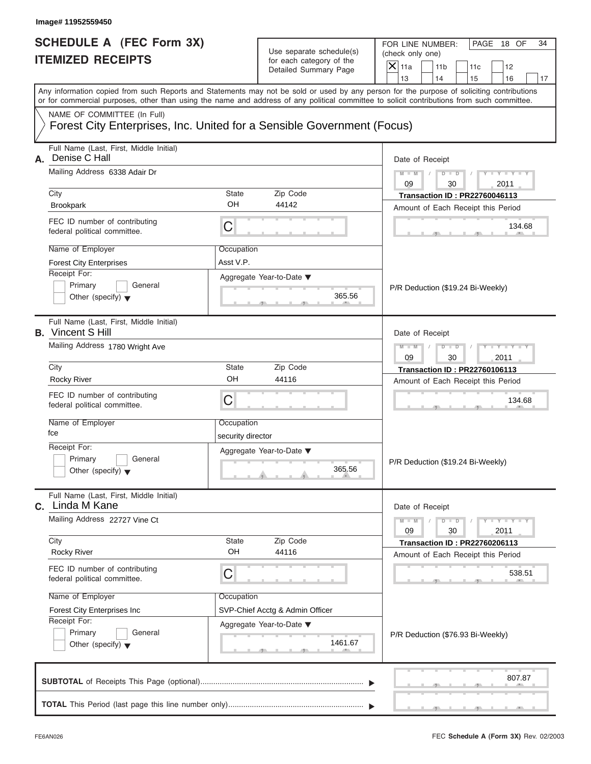Image# 11952559450

# SCHEDULE A (FEC Form 3X) ITEMIZED RECEIPTS

Use separate schedule(s) for each category of the Detailed Summary Page

FOR LINE NUMBER: (check only one)

[X] 11a [ ] 11b [ ] 11c [ ] 12 [ ] 13 [ ] 14 [ ] 15 [ ] 16 [ ] 17

PAGE 18 OF 34

Any information copied from such Reports and Statements may not be sold or used by any person for the purpose of soliciting contributions or for commercial purposes, other than using the name and address of any political committee to solicit contributions from such committee.

NAME OF COMMITTEE (In Full)

Forest City Enterprises, Inc. United for a Sensible Government (Focus)

---

**A.** Full Name (Last, First, Middle Initial): Denise C Hall

Mailing Address: 6338 Adair Dr

City: Brookpark | State: OH | Zip Code: 44142

FEC ID number of contributing federal political committee: C

Name of Employer: Forest City Enterprises

Occupation: Asst V.P.

Receipt For: [ ] Primary [ ] General [ ] Other (specify)

Aggregate Year-to-Date: 365.56

Date of Receipt: 09 / 30 / 2011

Transaction ID : PR22760046113

Amount of Each Receipt this Period: 134.68

P/R Deduction ($19.24 Bi-Weekly)

---

**B.** Full Name (Last, First, Middle Initial): Vincent S Hill

Mailing Address: 1780 Wright Ave

City: Rocky River | State: OH | Zip Code: 44116

FEC ID number of contributing federal political committee: C

Name of Employer: fce

Occupation: security director

Receipt For: [ ] Primary [ ] General [ ] Other (specify)

Aggregate Year-to-Date: 365.56

Date of Receipt: 09 / 30 / 2011

Transaction ID : PR22760106113

Amount of Each Receipt this Period: 134.68

P/R Deduction ($19.24 Bi-Weekly)

---

**C.** Full Name (Last, First, Middle Initial): Linda M Kane

Mailing Address: 22727 Vine Ct

City: Rocky River | State: OH | Zip Code: 44116

FEC ID number of contributing federal political committee: C

Name of Employer: Forest City Enterprises Inc

Occupation: SVP-Chief Acctg & Admin Officer

Receipt For: [ ] Primary [ ] General [ ] Other (specify)

Aggregate Year-to-Date: 1461.67

Date of Receipt: 09 / 30 / 2011

Transaction ID : PR22760206113

Amount of Each Receipt this Period: 538.51

P/R Deduction ($76.93 Bi-Weekly)

---

**SUBTOTAL** of Receipts This Page (optional): 807.87

**TOTAL** This Period (last page this line number only):

FE6AN026 FEC Schedule A (Form 3X) Rev. 02/2003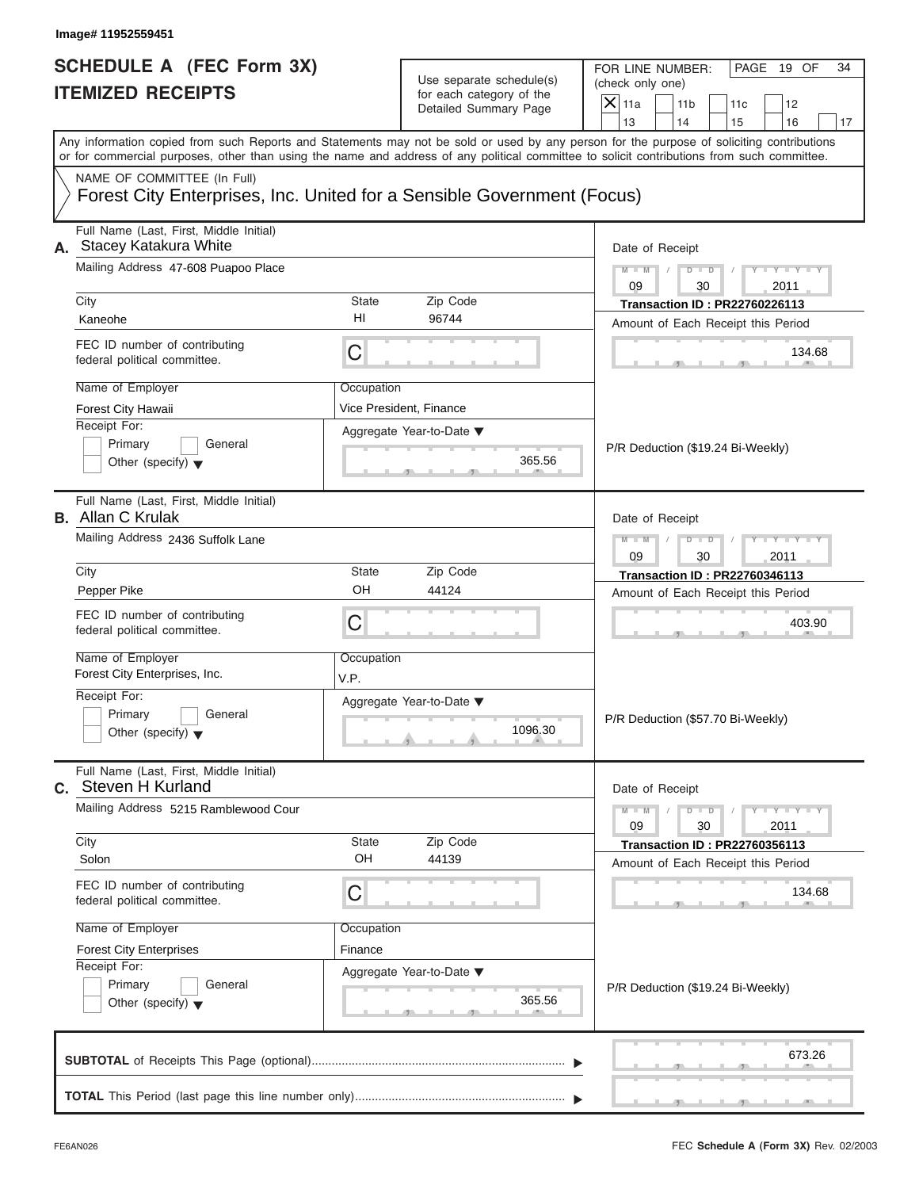Image# 11952559451

# SCHEDULE A (FEC Form 3X)
# ITEMIZED RECEIPTS

Use separate schedule(s) for each category of the Detailed Summary Page

FOR LINE NUMBER: (check only one)

- [X] 11a
- [ ] 11b
- [ ] 11c
- [ ] 12
- [ ] 13
- [ ] 14
- [ ] 15
- [ ] 16
- [ ] 17

PAGE 19 OF 34

Any information copied from such Reports and Statements may not be sold or used by any person for the purpose of soliciting contributions or for commercial purposes, other than using the name and address of any political committee to solicit contributions from such committee.

NAME OF COMMITTEE (In Full)
Forest City Enterprises, Inc. United for a Sensible Government (Focus)

---

**A.** Full Name (Last, First, Middle Initial): Stacey Katakura White

Mailing Address: 47-608 Puapoo Place

City: Kaneohe | State: HI | Zip Code: 96744

FEC ID number of contributing federal political committee: C

Name of Employer: Forest City Hawaii

Occupation: Vice President, Finance

Receipt For: [ ] Primary [ ] General [ ] Other (specify)

Aggregate Year-to-Date: 365.56

Date of Receipt: 09/30/2011

Transaction ID : PR22760226113

Amount of Each Receipt this Period: 134.68

P/R Deduction ($19.24 Bi-Weekly)

---

**B.** Full Name (Last, First, Middle Initial): Allan C Krulak

Mailing Address: 2436 Suffolk Lane

City: Pepper Pike | State: OH | Zip Code: 44124

FEC ID number of contributing federal political committee: C

Name of Employer: Forest City Enterprises, Inc.

Occupation: V.P.

Receipt For: [ ] Primary [ ] General [ ] Other (specify)

Aggregate Year-to-Date: 1096.30

Date of Receipt: 09/30/2011

Transaction ID : PR22760346113

Amount of Each Receipt this Period: 403.90

P/R Deduction ($57.70 Bi-Weekly)

---

**C.** Full Name (Last, First, Middle Initial): Steven H Kurland

Mailing Address: 5215 Ramblewood Cour

City: Solon | State: OH | Zip Code: 44139

FEC ID number of contributing federal political committee: C

Name of Employer: Forest City Enterprises

Occupation: Finance

Receipt For: [ ] Primary [ ] General [ ] Other (specify)

Aggregate Year-to-Date: 365.56

Date of Receipt: 09/30/2011

Transaction ID : PR22760356113

Amount of Each Receipt this Period: 134.68

P/R Deduction ($19.24 Bi-Weekly)

---

**SUBTOTAL** of Receipts This Page (optional): 673.26

**TOTAL** This Period (last page this line number only):

FE6AN026 FEC **Schedule A** (Form 3X) Rev. 02/2003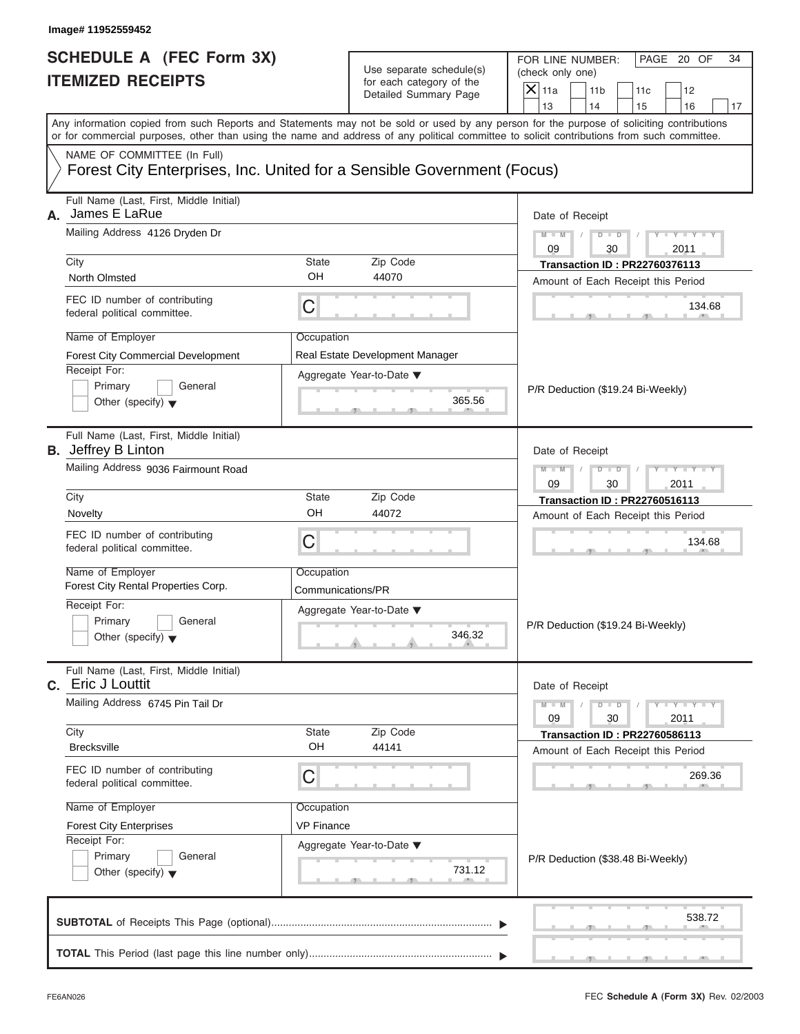Image# 11952559452

# SCHEDULE A (FEC Form 3X)
## ITEMIZED RECEIPTS

Use separate schedule(s) for each category of the Detailed Summary Page

FOR LINE NUMBER: (check only one)
[X] 11a [ ] 11b [ ] 11c [ ] 12 [ ] 13 [ ] 14 [ ] 15 [ ] 16 [ ] 17

Any information copied from such Reports and Statements may not be sold or used by any person for the purpose of soliciting contributions or for commercial purposes, other than using the name and address of any political committee to solicit contributions from such committee.

NAME OF COMMITTEE (In Full)
Forest City Enterprises, Inc. United for a Sensible Government (Focus)

---

**A.** Full Name (Last, First, Middle Initial): James E LaRue

Mailing Address: 4126 Dryden Dr

City: North Olmsted | State: OH | Zip Code: 44070

FEC ID number of contributing federal political committee: C

Name of Employer: Forest City Commercial Development

Occupation: Real Estate Development Manager

Receipt For: [ ] Primary [ ] General [ ] Other (specify)

Aggregate Year-to-Date: 365.56

Date of Receipt: 09 / 30 / 2011

Transaction ID : PR22760376113

Amount of Each Receipt this Period: 134.68

P/R Deduction ($19.24 Bi-Weekly)

---

**B.** Full Name (Last, First, Middle Initial): Jeffrey B Linton

Mailing Address: 9036 Fairmount Road

City: Novelty | State: OH | Zip Code: 44072

FEC ID number of contributing federal political committee: C

Name of Employer: Forest City Rental Properties Corp.

Occupation: Communications/PR

Receipt For: [ ] Primary [ ] General [ ] Other (specify)

Aggregate Year-to-Date: 346.32

Date of Receipt: 09 / 30 / 2011

Transaction ID : PR22760516113

Amount of Each Receipt this Period: 134.68

P/R Deduction ($19.24 Bi-Weekly)

---

**C.** Full Name (Last, First, Middle Initial): Eric J Louttit

Mailing Address: 6745 Pin Tail Dr

City: Brecksville | State: OH | Zip Code: 44141

FEC ID number of contributing federal political committee: C

Name of Employer: Forest City Enterprises

Occupation: VP Finance

Receipt For: [ ] Primary [ ] General [ ] Other (specify)

Aggregate Year-to-Date: 731.12

Date of Receipt: 09 / 30 / 2011

Transaction ID : PR22760586113

Amount of Each Receipt this Period: 269.36

P/R Deduction ($38.48 Bi-Weekly)

---

**SUBTOTAL** of Receipts This Page (optional): 538.72

**TOTAL** This Period (last page this line number only):

FE6AN026 — FEC **Schedule A** (Form 3X) Rev. 02/2003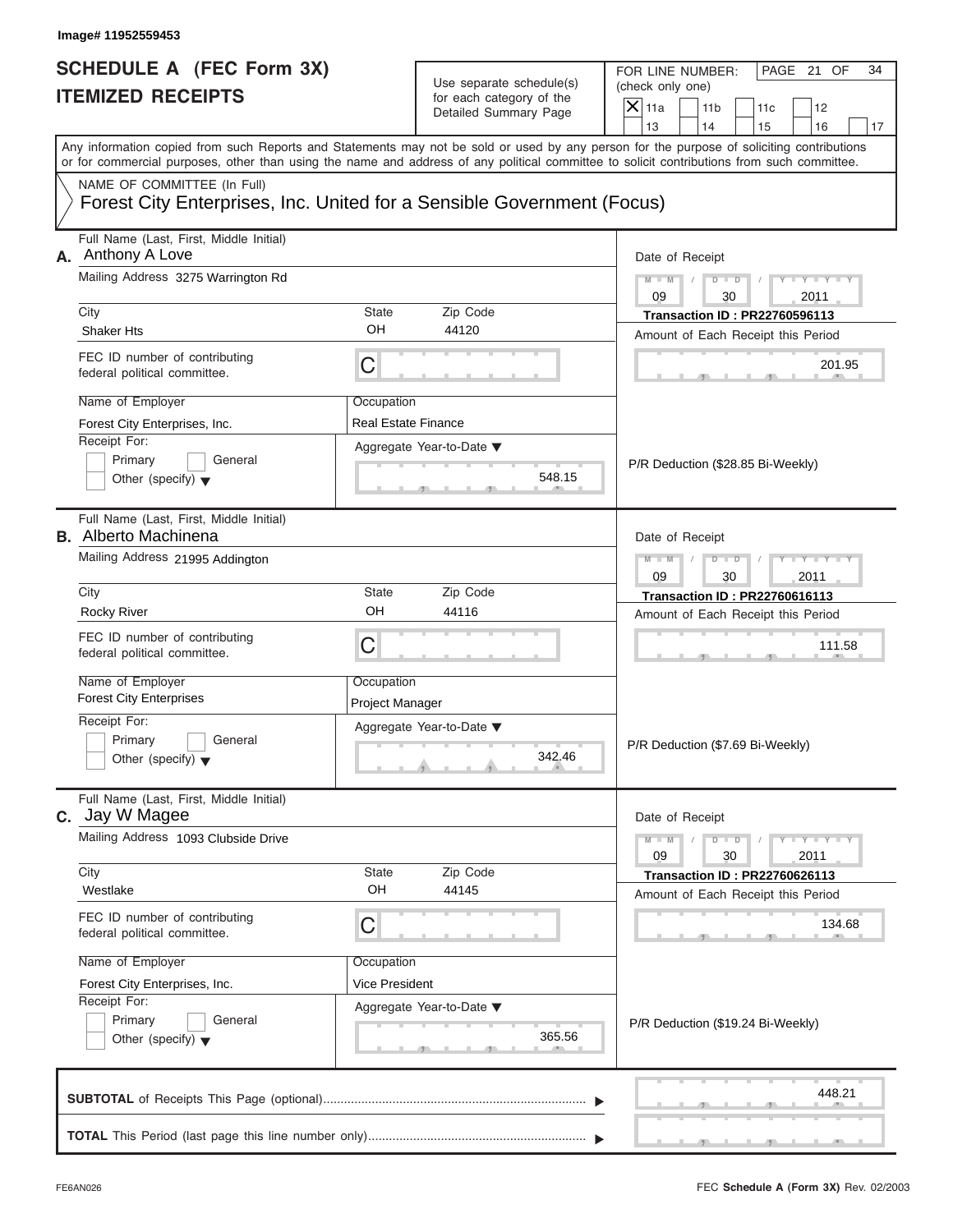Image# 11952559453

# SCHEDULE A (FEC Form 3X)
## ITEMIZED RECEIPTS

Use separate schedule(s) for each category of the Detailed Summary Page

FOR LINE NUMBER: (check only one)

- [X] 11a
- [ ] 11b
- [ ] 11c
- [ ] 12
- [ ] 13
- [ ] 14
- [ ] 15
- [ ] 16
- [ ] 17

PAGE 21 OF 34

Any information copied from such Reports and Statements may not be sold or used by any person for the purpose of soliciting contributions or for commercial purposes, other than using the name and address of any political committee to solicit contributions from such committee.

NAME OF COMMITTEE (In Full)
Forest City Enterprises, Inc. United for a Sensible Government (Focus)

---

**A.** Full Name (Last, First, Middle Initial): Anthony A Love

Mailing Address: 3275 Warrington Rd

City: Shaker Hts | State: OH | Zip Code: 44120

FEC ID number of contributing federal political committee: C

Name of Employer: Forest City Enterprises, Inc.

Occupation: Real Estate Finance

Receipt For: Primary / General / Other (specify)

Aggregate Year-to-Date: 548.15

Date of Receipt: 09 / 30 / 2011

Transaction ID : PR22760596113

Amount of Each Receipt this Period: 201.95

P/R Deduction ($28.85 Bi-Weekly)

---

**B.** Full Name (Last, First, Middle Initial): Alberto Machinena

Mailing Address: 21995 Addington

City: Rocky River | State: OH | Zip Code: 44116

FEC ID number of contributing federal political committee: C

Name of Employer: Forest City Enterprises

Occupation: Project Manager

Receipt For: Primary / General / Other (specify)

Aggregate Year-to-Date: 342.46

Date of Receipt: 09 / 30 / 2011

Transaction ID : PR22760616113

Amount of Each Receipt this Period: 111.58

P/R Deduction ($7.69 Bi-Weekly)

---

**C.** Full Name (Last, First, Middle Initial): Jay W Magee

Mailing Address: 1093 Clubside Drive

City: Westlake | State: OH | Zip Code: 44145

FEC ID number of contributing federal political committee: C

Name of Employer: Forest City Enterprises, Inc.

Occupation: Vice President

Receipt For: Primary / General / Other (specify)

Aggregate Year-to-Date: 365.56

Date of Receipt: 09 / 30 / 2011

Transaction ID : PR22760626113

Amount of Each Receipt this Period: 134.68

P/R Deduction ($19.24 Bi-Weekly)

---

**SUBTOTAL** of Receipts This Page (optional): 448.21

**TOTAL** This Period (last page this line number only):

FE6AN026 — FEC Schedule A (Form 3X) Rev. 02/2003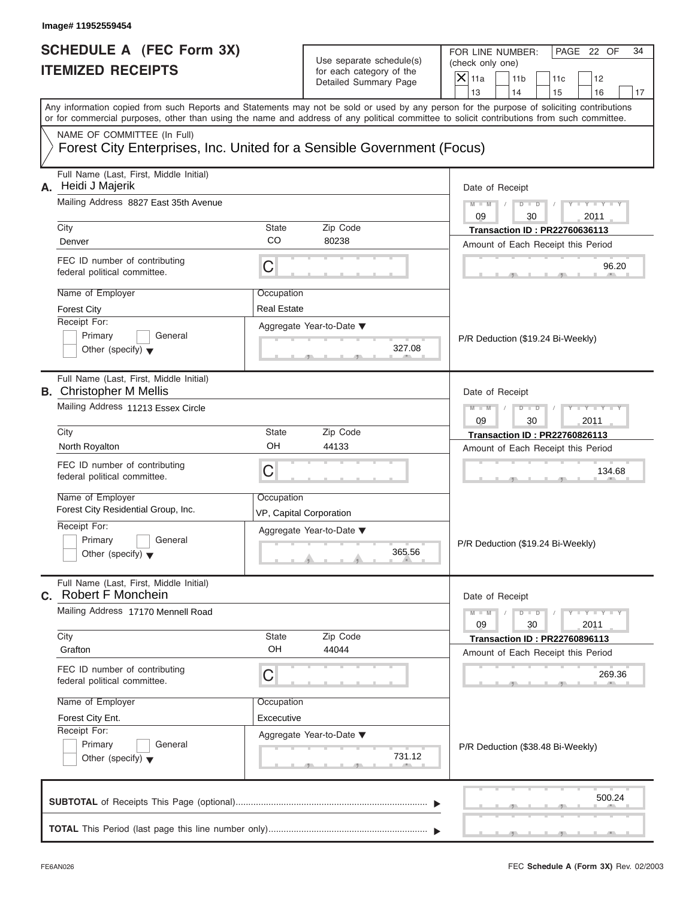Image# 11952559454

# SCHEDULE A (FEC Form 3X) ITEMIZED RECEIPTS

Use separate schedule(s) for each category of the Detailed Summary Page

FOR LINE NUMBER: (check only one)

- [X] 11a
- [ ] 11b
- [ ] 11c
- [ ] 12
- [ ] 13
- [ ] 14
- [ ] 15
- [ ] 16
- [ ] 17

PAGE 22 OF 34

Any information copied from such Reports and Statements may not be sold or used by any person for the purpose of soliciting contributions or for commercial purposes, other than using the name and address of any political committee to solicit contributions from such committee.

NAME OF COMMITTEE (In Full)
Forest City Enterprises, Inc. United for a Sensible Government (Focus)

## A.

Full Name (Last, First, Middle Initial): Heidi J Majerik

Mailing Address: 8827 East 35th Avenue

City: Denver | State: CO | Zip Code: 80238

FEC ID number of contributing federal political committee: C

Name of Employer: Forest City

Occupation: Real Estate

Receipt For: Primary / General / Other (specify)

Aggregate Year-to-Date: 327.08

Date of Receipt: 09 / 30 / 2011

Transaction ID : PR22760636113

Amount of Each Receipt this Period: 96.20

P/R Deduction ($19.24 Bi-Weekly)

## B.

Full Name (Last, First, Middle Initial): Christopher M Mellis

Mailing Address: 11213 Essex Circle

City: North Royalton | State: OH | Zip Code: 44133

FEC ID number of contributing federal political committee: C

Name of Employer: Forest City Residential Group, Inc.

Occupation: VP, Capital Corporation

Receipt For: Primary / General / Other (specify)

Aggregate Year-to-Date: 365.56

Date of Receipt: 09 / 30 / 2011

Transaction ID : PR22760826113

Amount of Each Receipt this Period: 134.68

P/R Deduction ($19.24 Bi-Weekly)

## C.

Full Name (Last, First, Middle Initial): Robert F Monchein

Mailing Address: 17170 Mennell Road

City: Grafton | State: OH | Zip Code: 44044

FEC ID number of contributing federal political committee: C

Name of Employer: Forest City Ent.

Occupation: Excecutive

Receipt For: Primary / General / Other (specify)

Aggregate Year-to-Date: 731.12

Date of Receipt: 09 / 30 / 2011

Transaction ID : PR22760896113

Amount of Each Receipt this Period: 269.36

P/R Deduction ($38.48 Bi-Weekly)

**SUBTOTAL** of Receipts This Page (optional): 500.24

**TOTAL** This Period (last page this line number only):

FE6AN026

FEC **Schedule A** (**Form 3X**) Rev. 02/2003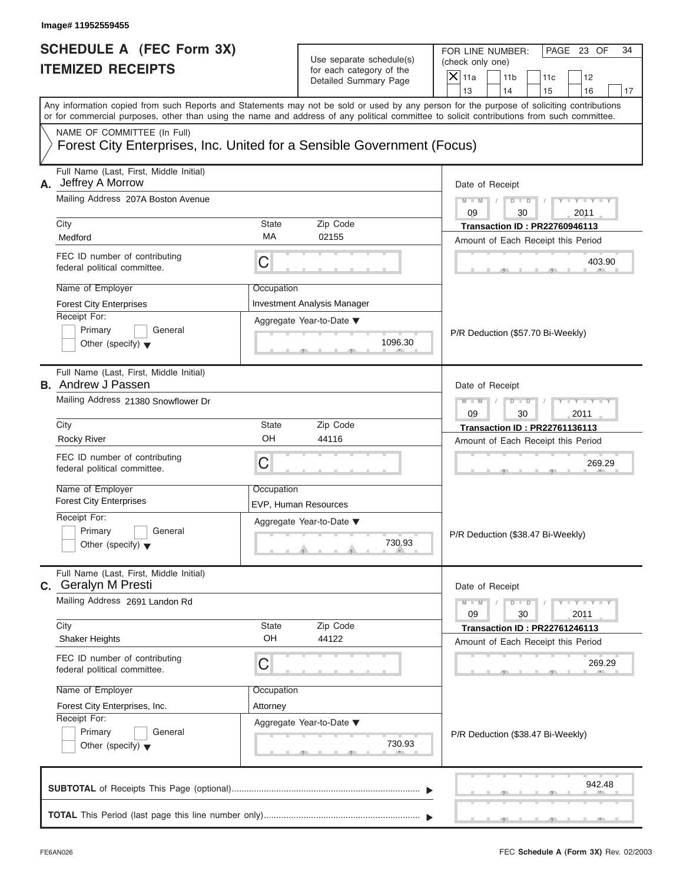Image# 11952559455

# SCHEDULE A (FEC Form 3X)
# ITEMIZED RECEIPTS

Use separate schedule(s) for each category of the Detailed Summary Page

FOR LINE NUMBER: (check only one)

[X] 11a [ ] 11b [ ] 11c [ ] 12 [ ] 13 [ ] 14 [ ] 15 [ ] 16 [ ] 17

Any information copied from such Reports and Statements may not be sold or used by any person for the purpose of soliciting contributions or for commercial purposes, other than using the name and address of any political committee to solicit contributions from such committee.

NAME OF COMMITTEE (In Full)

Forest City Enterprises, Inc. United for a Sensible Government (Focus)

---

**A.** Full Name (Last, First, Middle Initial): Jeffrey A Morrow

Mailing Address: 207A Boston Avenue

City: Medford | State: MA | Zip Code: 02155

FEC ID number of contributing federal political committee: C

Name of Employer: Forest City Enterprises

Occupation: Investment Analysis Manager

Receipt For: [ ] Primary [ ] General [ ] Other (specify)

Aggregate Year-to-Date: 1096.30

Date of Receipt: 09/30/2011

Transaction ID : PR22760946113

Amount of Each Receipt this Period: 403.90

P/R Deduction ($57.70 Bi-Weekly)

---

**B.** Full Name (Last, First, Middle Initial): Andrew J Passen

Mailing Address: 21380 Snowflower Dr

City: Rocky River | State: OH | Zip Code: 44116

FEC ID number of contributing federal political committee: C

Name of Employer: Forest City Enterprises

Occupation: EVP, Human Resources

Receipt For: [ ] Primary [ ] General [ ] Other (specify)

Aggregate Year-to-Date: 730.93

Date of Receipt: 09/30/2011

Transaction ID : PR22761136113

Amount of Each Receipt this Period: 269.29

P/R Deduction ($38.47 Bi-Weekly)

---

**C.** Full Name (Last, First, Middle Initial): Geralyn M Presti

Mailing Address: 2691 Landon Rd

City: Shaker Heights | State: OH | Zip Code: 44122

FEC ID number of contributing federal political committee: C

Name of Employer: Forest City Enterprises, Inc.

Occupation: Attorney

Receipt For: [ ] Primary [ ] General [ ] Other (specify)

Aggregate Year-to-Date: 730.93

Date of Receipt: 09/30/2011

Transaction ID : PR22761246113

Amount of Each Receipt this Period: 269.29

P/R Deduction ($38.47 Bi-Weekly)

---

**SUBTOTAL** of Receipts This Page (optional): 942.48

**TOTAL** This Period (last page this line number only):

FE6AN026

FEC Schedule A (Form 3X) Rev. 02/2003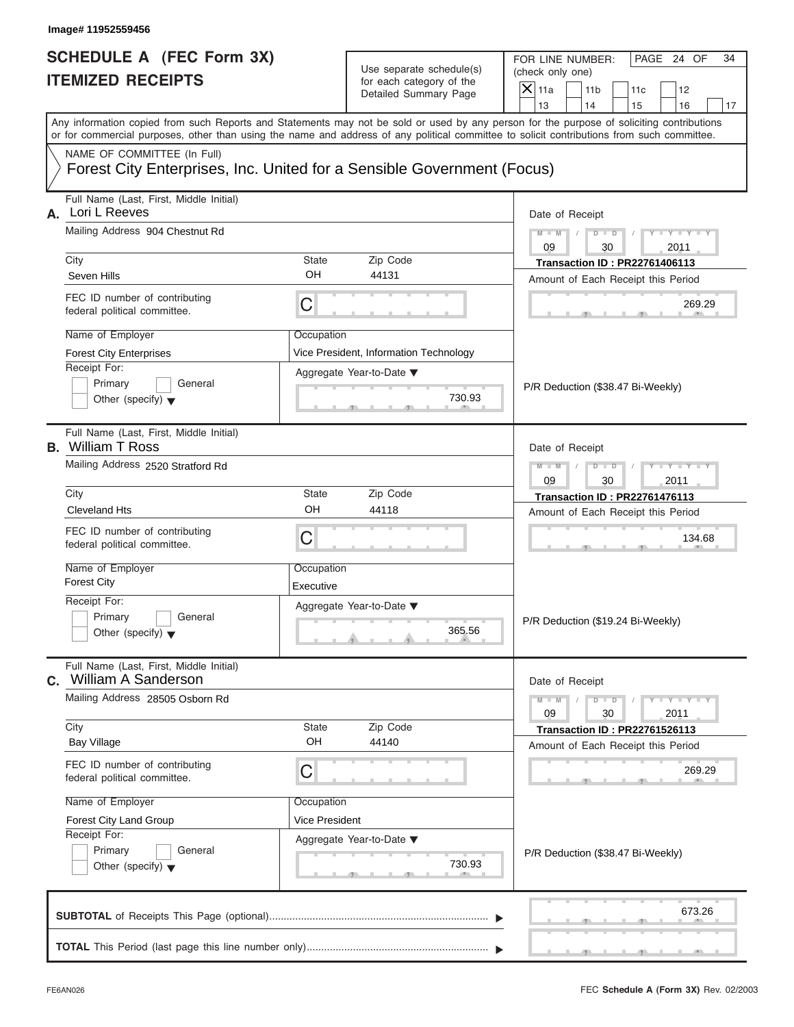Image# 11952559456

# SCHEDULE A (FEC Form 3X)
## ITEMIZED RECEIPTS

Use separate schedule(s) for each category of the Detailed Summary Page

FOR LINE NUMBER: (check only one)

[X] 11a [ ] 11b [ ] 11c [ ] 12 [ ] 13 [ ] 14 [ ] 15 [ ] 16 [ ] 17

PAGE 24 OF 34

Any information copied from such Reports and Statements may not be sold or used by any person for the purpose of soliciting contributions or for commercial purposes, other than using the name and address of any political committee to solicit contributions from such committee.

NAME OF COMMITTEE (In Full)
Forest City Enterprises, Inc. United for a Sensible Government (Focus)

---

**A.** Full Name (Last, First, Middle Initial): Lori L Reeves

Mailing Address: 904 Chestnut Rd

City: Seven Hills | State: OH | Zip Code: 44131

FEC ID number of contributing federal political committee: C

Name of Employer: Forest City Enterprises

Occupation: Vice President, Information Technology

Receipt For: [ ] Primary [ ] General [ ] Other (specify)

Aggregate Year-to-Date: 730.93

Date of Receipt: 09 / 30 / 2011

Transaction ID : PR22761406113

Amount of Each Receipt this Period: 269.29

P/R Deduction ($38.47 Bi-Weekly)

---

**B.** Full Name (Last, First, Middle Initial): William T Ross

Mailing Address: 2520 Stratford Rd

City: Cleveland Hts | State: OH | Zip Code: 44118

FEC ID number of contributing federal political committee: C

Name of Employer: Forest City

Occupation: Executive

Receipt For: [ ] Primary [ ] General [ ] Other (specify)

Aggregate Year-to-Date: 365.56

Date of Receipt: 09 / 30 / 2011

Transaction ID : PR22761476113

Amount of Each Receipt this Period: 134.68

P/R Deduction ($19.24 Bi-Weekly)

---

**C.** Full Name (Last, First, Middle Initial): William A Sanderson

Mailing Address: 28505 Osborn Rd

City: Bay Village | State: OH | Zip Code: 44140

FEC ID number of contributing federal political committee: C

Name of Employer: Forest City Land Group

Occupation: Vice President

Receipt For: [ ] Primary [ ] General [ ] Other (specify)

Aggregate Year-to-Date: 730.93

Date of Receipt: 09 / 30 / 2011

Transaction ID : PR22761526113

Amount of Each Receipt this Period: 269.29

P/R Deduction ($38.47 Bi-Weekly)

---

**SUBTOTAL** of Receipts This Page (optional): 673.26

**TOTAL** This Period (last page this line number only):

FE6AN026 FEC **Schedule A** (Form 3X) Rev. 02/2003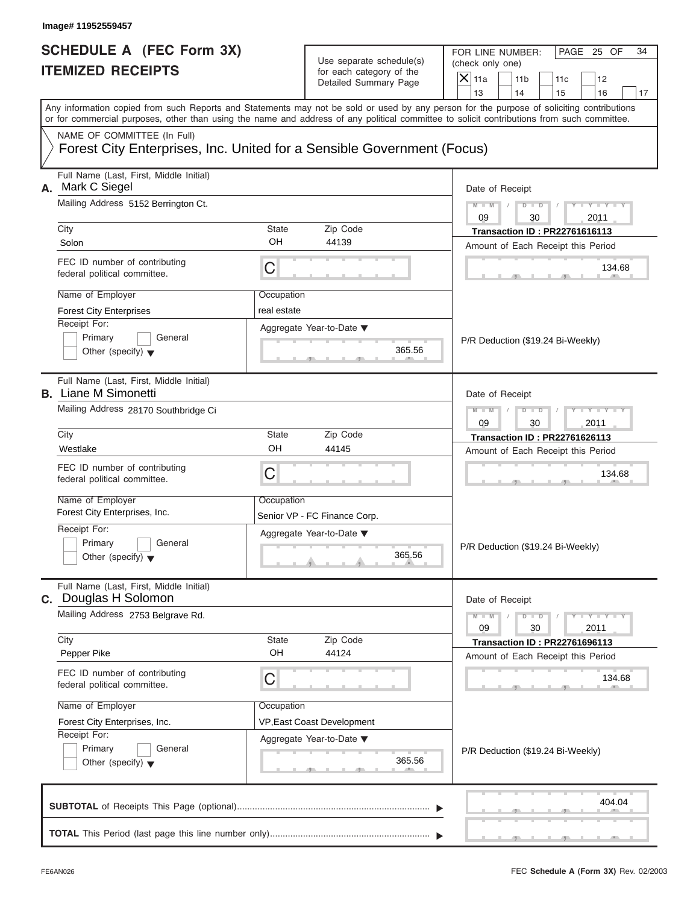Image# 11952559457

# SCHEDULE A (FEC Form 3X)
## ITEMIZED RECEIPTS

Use separate schedule(s) for each category of the Detailed Summary Page

FOR LINE NUMBER: (check only one)
[X] 11a [ ] 11b [ ] 11c [ ] 12 [ ] 13 [ ] 14 [ ] 15 [ ] 16 [ ] 17

PAGE 25 OF 34

Any information copied from such Reports and Statements may not be sold or used by any person for the purpose of soliciting contributions or for commercial purposes, other than using the name and address of any political committee to solicit contributions from such committee.

NAME OF COMMITTEE (In Full)
Forest City Enterprises, Inc. United for a Sensible Government (Focus)

---

**A.** Full Name (Last, First, Middle Initial): Mark C Siegel
Mailing Address: 5152 Berrington Ct.
City: Solon | State: OH | Zip Code: 44139
FEC ID number of contributing federal political committee: C
Name of Employer: Forest City Enterprises
Occupation: real estate
Receipt For: [ ] Primary [ ] General [ ] Other (specify)
Aggregate Year-to-Date: 365.56
Date of Receipt: 09 / 30 / 2011
Transaction ID : PR22761616113
Amount of Each Receipt this Period: 134.68
P/R Deduction ($19.24 Bi-Weekly)

---

**B.** Full Name (Last, First, Middle Initial): Liane M Simonetti
Mailing Address: 28170 Southbridge Ci
City: Westlake | State: OH | Zip Code: 44145
FEC ID number of contributing federal political committee: C
Name of Employer: Forest City Enterprises, Inc.
Occupation: Senior VP - FC Finance Corp.
Receipt For: [ ] Primary [ ] General [ ] Other (specify)
Aggregate Year-to-Date: 365.56
Date of Receipt: 09 / 30 / 2011
Transaction ID : PR22761626113
Amount of Each Receipt this Period: 134.68
P/R Deduction ($19.24 Bi-Weekly)

---

**C.** Full Name (Last, First, Middle Initial): Douglas H Solomon
Mailing Address: 2753 Belgrave Rd.
City: Pepper Pike | State: OH | Zip Code: 44124
FEC ID number of contributing federal political committee: C
Name of Employer: Forest City Enterprises, Inc.
Occupation: VP,East Coast Development
Receipt For: [ ] Primary [ ] General [ ] Other (specify)
Aggregate Year-to-Date: 365.56
Date of Receipt: 09 / 30 / 2011
Transaction ID : PR22761696113
Amount of Each Receipt this Period: 134.68
P/R Deduction ($19.24 Bi-Weekly)

---

**SUBTOTAL** of Receipts This Page (optional): 404.04

**TOTAL** This Period (last page this line number only):

FE6AN026 FEC Schedule A (Form 3X) Rev. 02/2003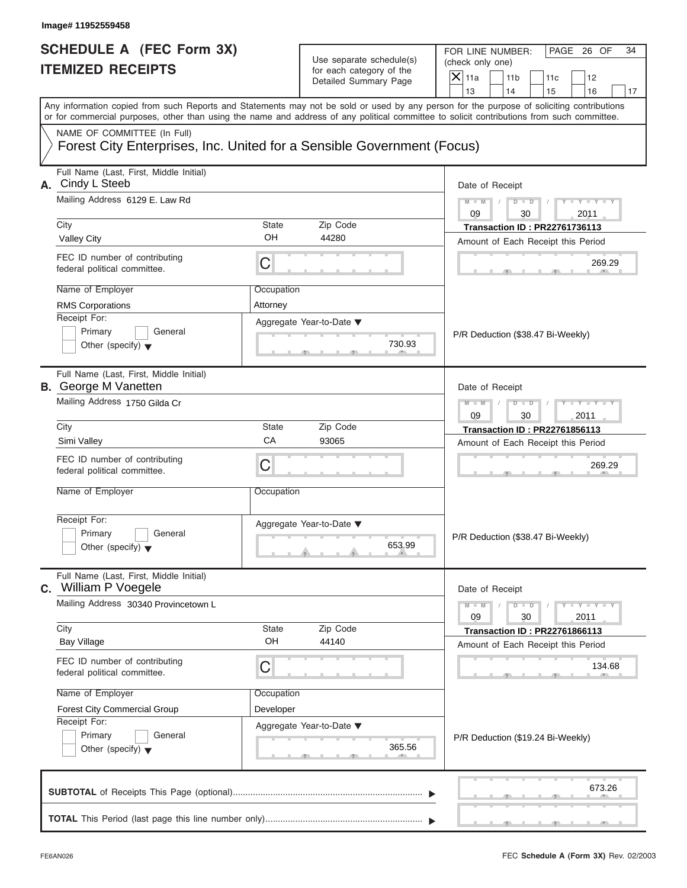Image# 11952559458

# SCHEDULE A (FEC Form 3X)
# ITEMIZED RECEIPTS

Use separate schedule(s) for each category of the Detailed Summary Page

FOR LINE NUMBER: (check only one)

[X] 11a [ ] 11b [ ] 11c [ ] 12 [ ] 13 [ ] 14 [ ] 15 [ ] 16 [ ] 17

PAGE 26 OF 34

Any information copied from such Reports and Statements may not be sold or used by any person for the purpose of soliciting contributions or for commercial purposes, other than using the name and address of any political committee to solicit contributions from such committee.

NAME OF COMMITTEE (In Full)

Forest City Enterprises, Inc. United for a Sensible Government (Focus)

---

**A.** Full Name (Last, First, Middle Initial): Cindy L Steeb

Mailing Address: 6129 E. Law Rd

City: Valley City | State: OH | Zip Code: 44280

FEC ID number of contributing federal political committee: C

Name of Employer: RMS Corporations

Occupation: Attorney

Receipt For: [ ] Primary [ ] General [ ] Other (specify)

Aggregate Year-to-Date: 730.93

Date of Receipt: 09 / 30 / 2011

Transaction ID : PR22761736113

Amount of Each Receipt this Period: 269.29

P/R Deduction ($38.47 Bi-Weekly)

---

**B.** Full Name (Last, First, Middle Initial): George M Vanetten

Mailing Address: 1750 Gilda Cr

City: Simi Valley | State: CA | Zip Code: 93065

FEC ID number of contributing federal political committee: C

Name of Employer:

Occupation:

Receipt For: [ ] Primary [ ] General [ ] Other (specify)

Aggregate Year-to-Date: 653.99

Date of Receipt: 09 / 30 / 2011

Transaction ID : PR22761856113

Amount of Each Receipt this Period: 269.29

P/R Deduction ($38.47 Bi-Weekly)

---

**C.** Full Name (Last, First, Middle Initial): William P Voegele

Mailing Address: 30340 Provincetown L

City: Bay Village | State: OH | Zip Code: 44140

FEC ID number of contributing federal political committee: C

Name of Employer: Forest City Commercial Group

Occupation: Developer

Receipt For: [ ] Primary [ ] General [ ] Other (specify)

Aggregate Year-to-Date: 365.56

Date of Receipt: 09 / 30 / 2011

Transaction ID : PR22761866113

Amount of Each Receipt this Period: 134.68

P/R Deduction ($19.24 Bi-Weekly)

---

**SUBTOTAL** of Receipts This Page (optional): 673.26

**TOTAL** This Period (last page this line number only):

FE6AN026

FEC **Schedule A** (Form 3X) Rev. 02/2003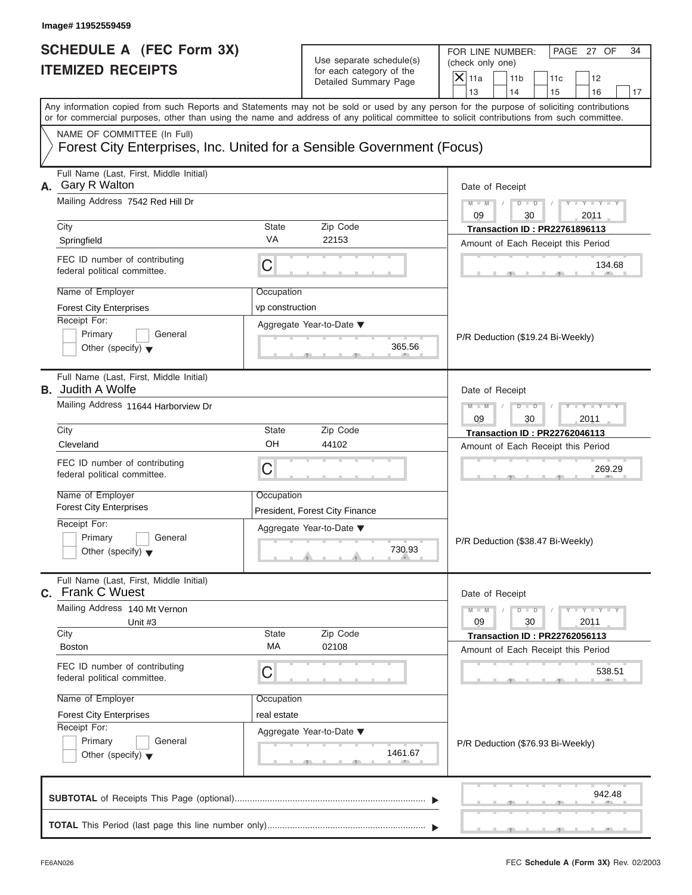Image# 11952559459

# SCHEDULE A (FEC Form 3X)
## ITEMIZED RECEIPTS

Use separate schedule(s) for each category of the Detailed Summary Page

FOR LINE NUMBER: (check only one)
[X] 11a [ ] 11b [ ] 11c [ ] 12 [ ] 13 [ ] 14 [ ] 15 [ ] 16 [ ] 17

PAGE 27 OF 34

Any information copied from such Reports and Statements may not be sold or used by any person for the purpose of soliciting contributions or for commercial purposes, other than using the name and address of any political committee to solicit contributions from such committee.

NAME OF COMMITTEE (In Full)
Forest City Enterprises, Inc. United for a Sensible Government (Focus)

---

**A.** Full Name (Last, First, Middle Initial): Gary R Walton

Mailing Address: 7542 Red Hill Dr

City: Springfield | State: VA | Zip Code: 22153

FEC ID number of contributing federal political committee: C

Name of Employer: Forest City Enterprises

Occupation: vp construction

Receipt For: [ ] Primary [ ] General [ ] Other (specify)

Aggregate Year-to-Date: 365.56

Date of Receipt: 09 / 30 / 2011

Transaction ID : PR22761896113

Amount of Each Receipt this Period: 134.68

P/R Deduction ($19.24 Bi-Weekly)

---

**B.** Full Name (Last, First, Middle Initial): Judith A Wolfe

Mailing Address: 11644 Harborview Dr

City: Cleveland | State: OH | Zip Code: 44102

FEC ID number of contributing federal political committee: C

Name of Employer: Forest City Enterprises

Occupation: President, Forest City Finance

Receipt For: [ ] Primary [ ] General [ ] Other (specify)

Aggregate Year-to-Date: 730.93

Date of Receipt: 09 / 30 / 2011

Transaction ID : PR22762046113

Amount of Each Receipt this Period: 269.29

P/R Deduction ($38.47 Bi-Weekly)

---

**C.** Full Name (Last, First, Middle Initial): Frank C Wuest

Mailing Address: 140 Mt Vernon, Unit #3

City: Boston | State: MA | Zip Code: 02108

FEC ID number of contributing federal political committee: C

Name of Employer: Forest City Enterprises

Occupation: real estate

Receipt For: [ ] Primary [ ] General [ ] Other (specify)

Aggregate Year-to-Date: 1461.67

Date of Receipt: 09 / 30 / 2011

Transaction ID : PR22762056113

Amount of Each Receipt this Period: 538.51

P/R Deduction ($76.93 Bi-Weekly)

---

**SUBTOTAL** of Receipts This Page (optional): 942.48

**TOTAL** This Period (last page this line number only):

FE6AN026 — FEC Schedule A (Form 3X) Rev. 02/2003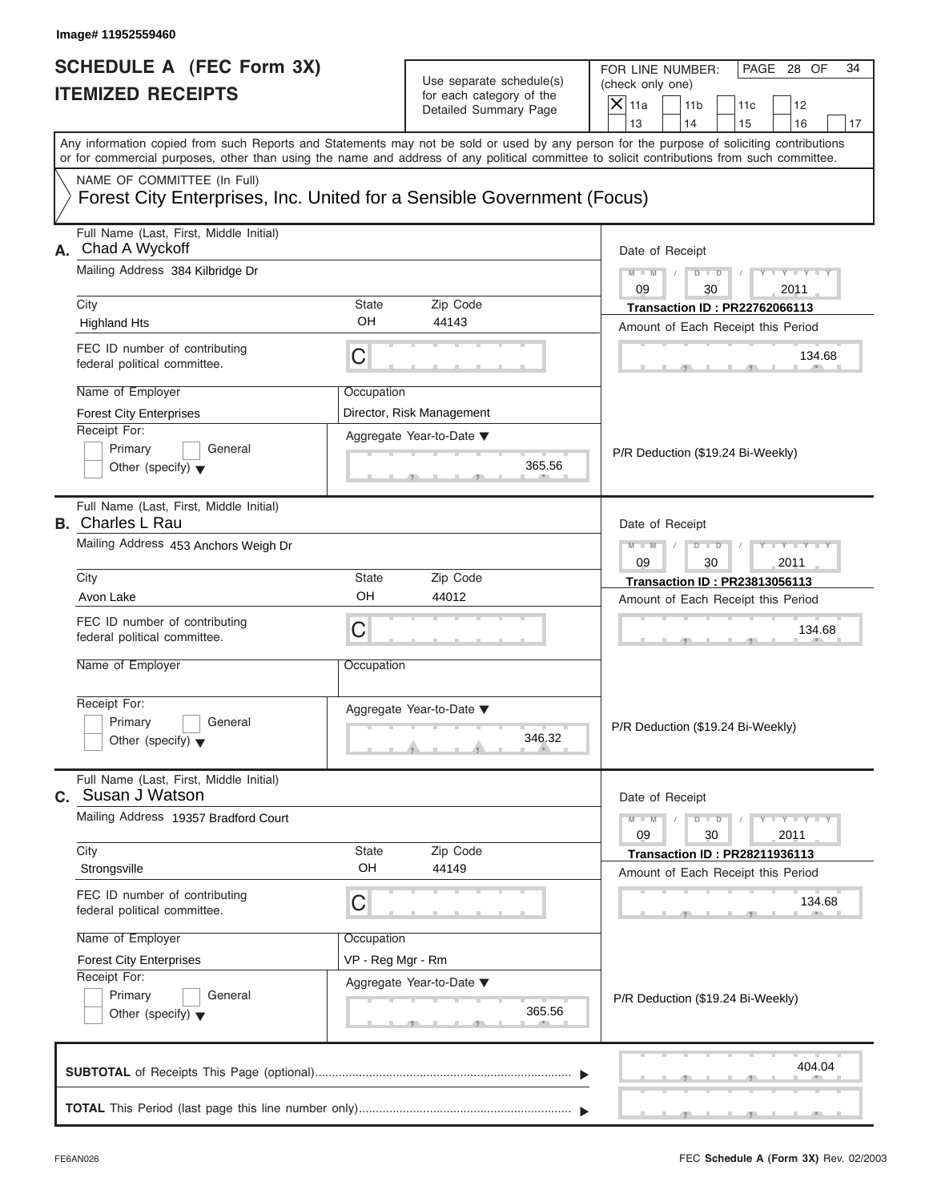Image# 11952559460

# SCHEDULE A (FEC Form 3X) ITEMIZED RECEIPTS

Use separate schedule(s) for each category of the Detailed Summary Page

FOR LINE NUMBER: (check only one)

[X] 11a [ ] 11b [ ] 11c [ ] 12 [ ] 13 [ ] 14 [ ] 15 [ ] 16 [ ] 17

PAGE 28 OF 34

Any information copied from such Reports and Statements may not be sold or used by any person for the purpose of soliciting contributions or for commercial purposes, other than using the name and address of any political committee to solicit contributions from such committee.

NAME OF COMMITTEE (In Full)

Forest City Enterprises, Inc. United for a Sensible Government (Focus)

---

**A.** Full Name (Last, First, Middle Initial): Chad A Wyckoff

Mailing Address: 384 Kilbridge Dr

City: Highland Hts | State: OH | Zip Code: 44143

FEC ID number of contributing federal political committee: C

Name of Employer: Forest City Enterprises

Occupation: Director, Risk Management

Receipt For: [ ] Primary [ ] General [ ] Other (specify)

Aggregate Year-to-Date: 365.56

Date of Receipt: 09 / 30 / 2011

Transaction ID : PR22762066113

Amount of Each Receipt this Period: 134.68

P/R Deduction ($19.24 Bi-Weekly)

---

**B.** Full Name (Last, First, Middle Initial): Charles L Rau

Mailing Address: 453 Anchors Weigh Dr

City: Avon Lake | State: OH | Zip Code: 44012

FEC ID number of contributing federal political committee: C

Name of Employer:

Occupation:

Receipt For: [ ] Primary [ ] General [ ] Other (specify)

Aggregate Year-to-Date: 346.32

Date of Receipt: 09 / 30 / 2011

Transaction ID : PR23813056113

Amount of Each Receipt this Period: 134.68

P/R Deduction ($19.24 Bi-Weekly)

---

**C.** Full Name (Last, First, Middle Initial): Susan J Watson

Mailing Address: 19357 Bradford Court

City: Strongsville | State: OH | Zip Code: 44149

FEC ID number of contributing federal political committee: C

Name of Employer: Forest City Enterprises

Occupation: VP - Reg Mgr - Rm

Receipt For: [ ] Primary [ ] General [ ] Other (specify)

Aggregate Year-to-Date: 365.56

Date of Receipt: 09 / 30 / 2011

Transaction ID : PR28211936113

Amount of Each Receipt this Period: 134.68

P/R Deduction ($19.24 Bi-Weekly)

---

**SUBTOTAL** of Receipts This Page (optional): 404.04

**TOTAL** This Period (last page this line number only):

FE6AN026 FEC **Schedule A** (Form 3X) Rev. 02/2003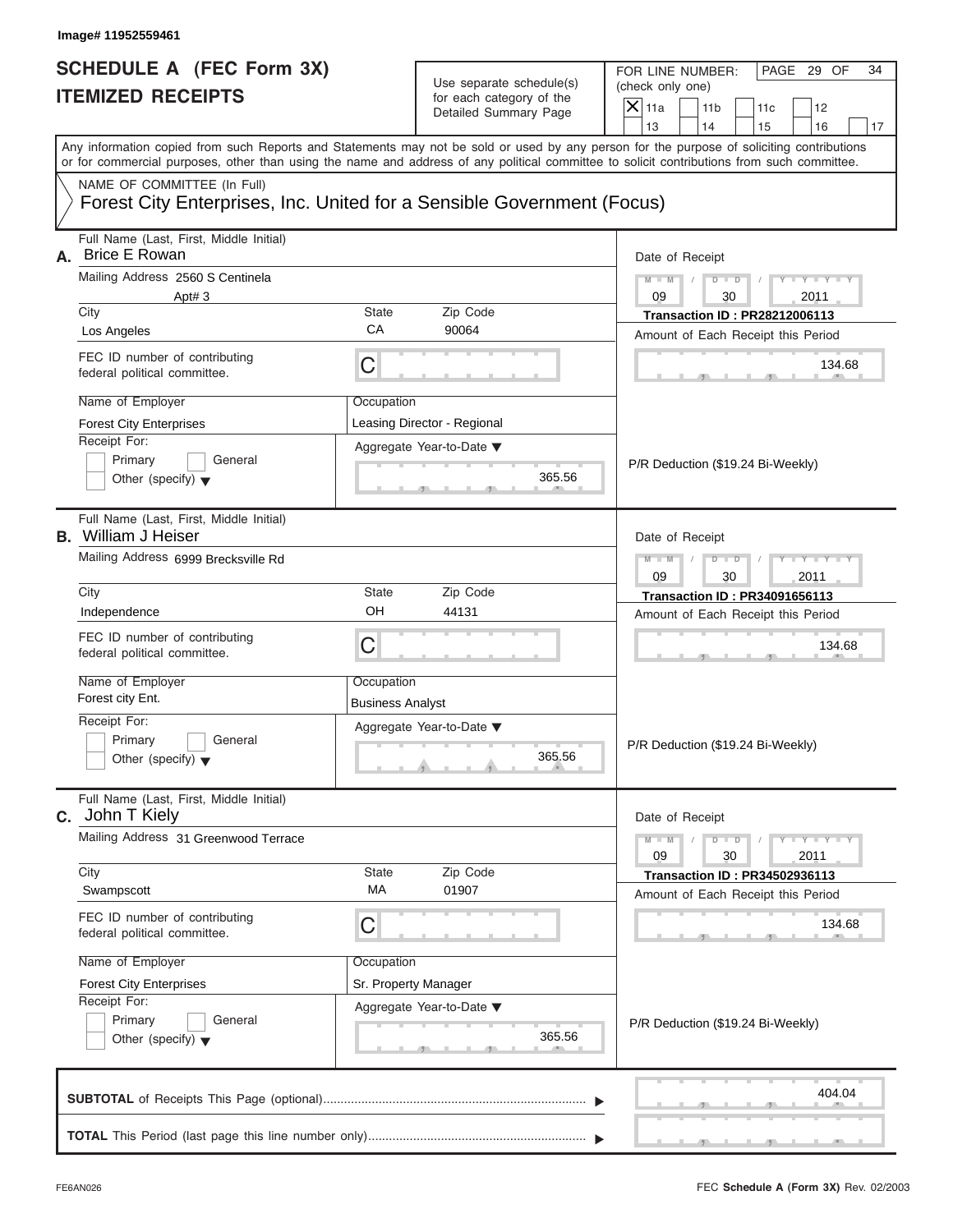Image# 11952559461

# SCHEDULE A (FEC Form 3X)
## ITEMIZED RECEIPTS

Use separate schedule(s) for each category of the Detailed Summary Page

FOR LINE NUMBER: (check only one)
[X] 11a [ ] 11b [ ] 11c [ ] 12 [ ] 13 [ ] 14 [ ] 15 [ ] 16 [ ] 17

Any information copied from such Reports and Statements may not be sold or used by any person for the purpose of soliciting contributions or for commercial purposes, other than using the name and address of any political committee to solicit contributions from such committee.

NAME OF COMMITTEE (In Full)
Forest City Enterprises, Inc. United for a Sensible Government (Focus)

---

**A.** Full Name (Last, First, Middle Initial): Brice E Rowan

Mailing Address: 2560 S Centinela, Apt# 3

| City | State | Zip Code |
|---|---|---|
| Los Angeles | CA | 90064 |

FEC ID number of contributing federal political committee: C

Name of Employer: Forest City Enterprises

Occupation: Leasing Director - Regional

Receipt For: [ ] Primary [ ] General [ ] Other (specify)

Aggregate Year-to-Date: 365.56

Date of Receipt: 09 / 30 / 2011

Transaction ID : PR28212006113

Amount of Each Receipt this Period: 134.68

P/R Deduction ($19.24 Bi-Weekly)

---

**B.** Full Name (Last, First, Middle Initial): William J Heiser

Mailing Address: 6999 Brecksville Rd

| City | State | Zip Code |
|---|---|---|
| Independence | OH | 44131 |

FEC ID number of contributing federal political committee: C

Name of Employer: Forest city Ent.

Occupation: Business Analyst

Receipt For: [ ] Primary [ ] General [ ] Other (specify)

Aggregate Year-to-Date: 365.56

Date of Receipt: 09 / 30 / 2011

Transaction ID : PR34091656113

Amount of Each Receipt this Period: 134.68

P/R Deduction ($19.24 Bi-Weekly)

---

**C.** Full Name (Last, First, Middle Initial): John T Kiely

Mailing Address: 31 Greenwood Terrace

| City | State | Zip Code |
|---|---|---|
| Swampscott | MA | 01907 |

FEC ID number of contributing federal political committee: C

Name of Employer: Forest City Enterprises

Occupation: Sr. Property Manager

Receipt For: [ ] Primary [ ] General [ ] Other (specify)

Aggregate Year-to-Date: 365.56

Date of Receipt: 09 / 30 / 2011

Transaction ID : PR34502936113

Amount of Each Receipt this Period: 134.68

P/R Deduction ($19.24 Bi-Weekly)

---

**SUBTOTAL** of Receipts This Page (optional): 404.04

**TOTAL** This Period (last page this line number only):

FE6AN026 FEC **Schedule A** (Form 3X) Rev. 02/2003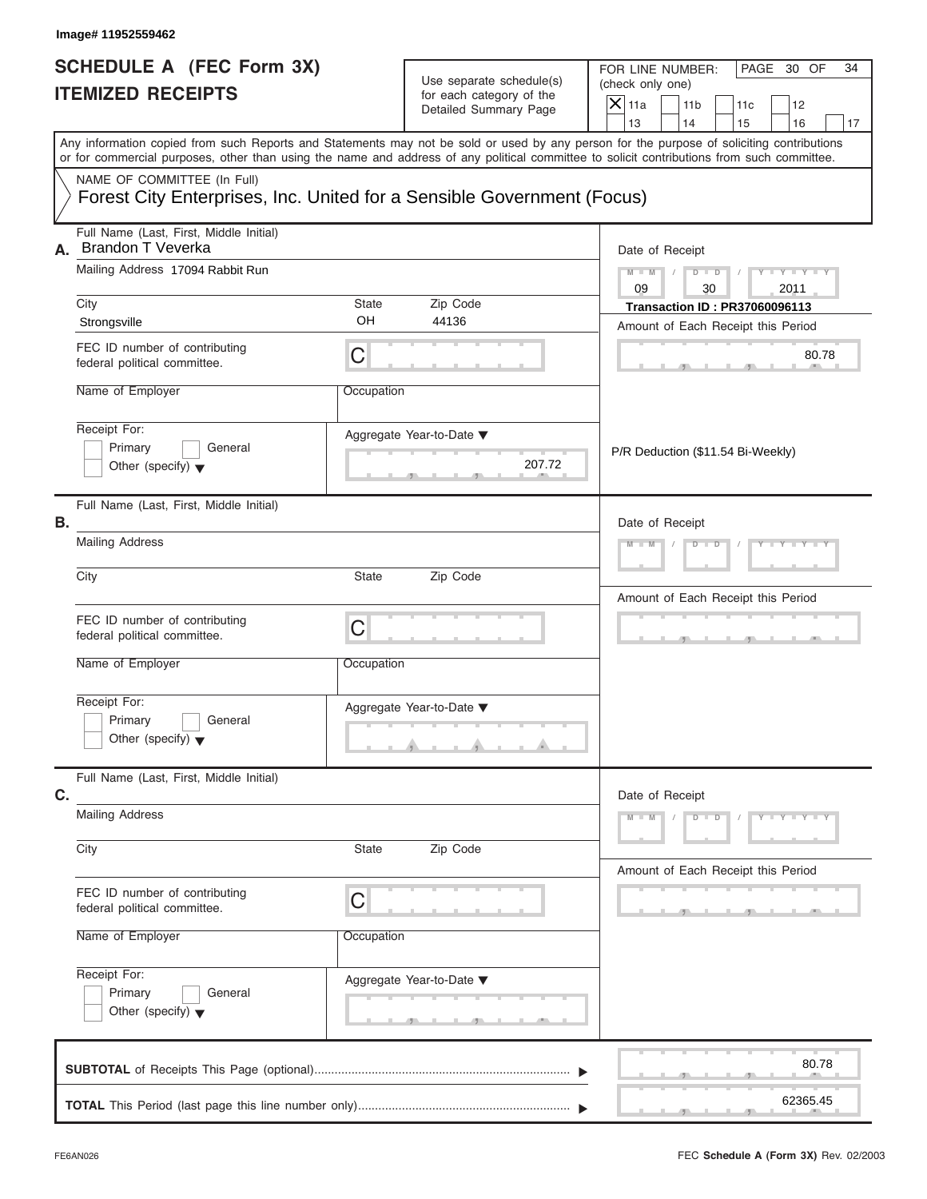Image# 11952559462

# SCHEDULE A (FEC Form 3X)
# ITEMIZED RECEIPTS

Use separate schedule(s) for each category of the Detailed Summary Page

FOR LINE NUMBER: (check only one)

- [X] 11a
- [ ] 11b
- [ ] 11c
- [ ] 12
- [ ] 13
- [ ] 14
- [ ] 15
- [ ] 16
- [ ] 17

PAGE 30 OF 34

Any information copied from such Reports and Statements may not be sold or used by any person for the purpose of soliciting contributions or for commercial purposes, other than using the name and address of any political committee to solicit contributions from such committee.

NAME OF COMMITTEE (In Full)
Forest City Enterprises, Inc. United for a Sensible Government (Focus)

**A.** Full Name (Last, First, Middle Initial): Brandon T Veverka

Mailing Address: 17094 Rabbit Run

City: Strongsville | State: OH | Zip Code: 44136

FEC ID number of contributing federal political committee: C

Name of Employer:

Occupation:

Receipt For: Primary / General / Other (specify)

Aggregate Year-to-Date: 207.72

Date of Receipt: 09 / 30 / 2011

Transaction ID : PR37060096113

Amount of Each Receipt this Period: 80.78

P/R Deduction ($11.54 Bi-Weekly)

**B.** Full Name (Last, First, Middle Initial):

Mailing Address:

City: | State: | Zip Code:

FEC ID number of contributing federal political committee: C

Name of Employer:

Occupation:

Receipt For: Primary / General / Other (specify)

Aggregate Year-to-Date:

Date of Receipt:

Amount of Each Receipt this Period:

**C.** Full Name (Last, First, Middle Initial):

Mailing Address:

City: | State: | Zip Code:

FEC ID number of contributing federal political committee: C

Name of Employer:

Occupation:

Receipt For: Primary / General / Other (specify)

Aggregate Year-to-Date:

Date of Receipt:

Amount of Each Receipt this Period:

**SUBTOTAL** of Receipts This Page (optional): 80.78

**TOTAL** This Period (last page this line number only): 62365.45

FE6AN026

FEC **Schedule A** (Form 3X) Rev. 02/2003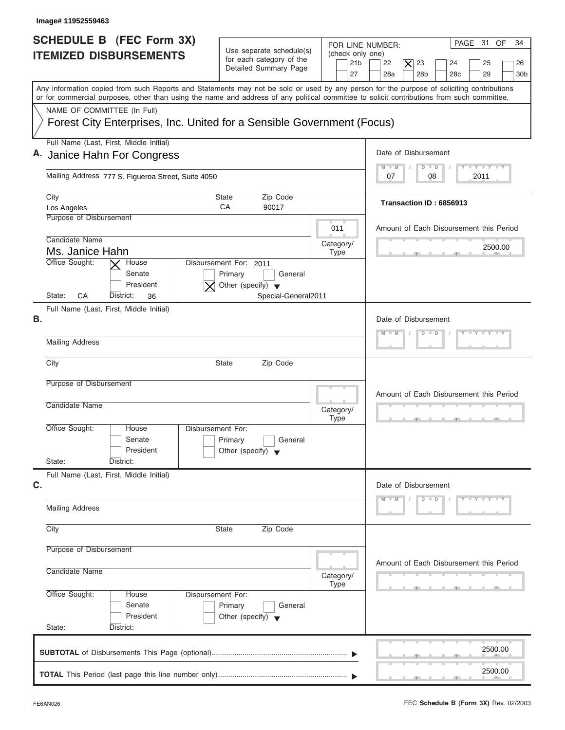Image# 11952559463

# SCHEDULE B (FEC Form 3X) ITEMIZED DISBURSEMENTS

Use separate schedule(s) for each category of the Detailed Summary Page

FOR LINE NUMBER: (check only one)

21b | 22 | [X] 23 | 24 | 25 | 26 | 27 | 28a | 28b | 28c | 29 | 30b

Any information copied from such Reports and Statements may not be sold or used by any person for the purpose of soliciting contributions or for commercial purposes, other than using the name and address of any political committee to solicit contributions from such committee.

NAME OF COMMITTEE (In Full)

Forest City Enterprises, Inc. United for a Sensible Government (Focus)

## A.

Full Name (Last, First, Middle Initial): Janice Hahn For Congress

Mailing Address: 777 S. Figueroa Street, Suite 4050

City: Los Angeles | State: CA | Zip Code: 90017

Purpose of Disbursement:

Category/Type: 011

Candidate Name: Ms. Janice Hahn

Office Sought: [X] House [ ] Senate [ ] President

State: CA District: 36

Disbursement For: 2011 [ ] Primary [ ] General [X] Other (specify) Special-General2011

Date of Disbursement: 07/08/2011

Transaction ID : 6856913

Amount of Each Disbursement this Period: 2500.00

## B.

Full Name (Last, First, Middle Initial):

Mailing Address:

City: | State: | Zip Code:

Purpose of Disbursement:

Candidate Name:

Category/Type:

Office Sought: [ ] House [ ] Senate [ ] President

State: District:

Disbursement For: [ ] Primary [ ] General [ ] Other (specify)

Date of Disbursement:

Amount of Each Disbursement this Period:

## C.

Full Name (Last, First, Middle Initial):

Mailing Address:

City: | State: | Zip Code:

Purpose of Disbursement:

Candidate Name:

Category/Type:

Office Sought: [ ] House [ ] Senate [ ] President

State: District:

Disbursement For: [ ] Primary [ ] General [ ] Other (specify)

Date of Disbursement:

Amount of Each Disbursement this Period:

**SUBTOTAL** of Disbursements This Page (optional): 2500.00

**TOTAL** This Period (last page this line number only): 2500.00

FE6AN026

FEC **Schedule B (Form 3X)** Rev. 02/2003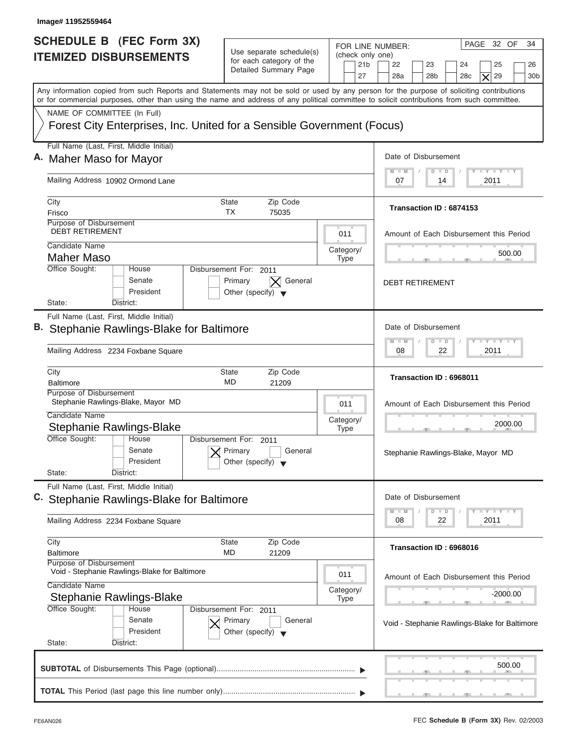Image# 11952559464

# SCHEDULE B (FEC Form 3X) ITEMIZED DISBURSEMENTS

Use separate schedule(s) for each category of the Detailed Summary Page

FOR LINE NUMBER: (check only one)
21b | 22 | 23 | 24 | 25 | 26 | 27 | 28a | 28b | 28c | [X] 29 | 30b

PAGE 32 OF 34

Any information copied from such Reports and Statements may not be sold or used by any person for the purpose of soliciting contributions or for commercial purposes, other than using the name and address of any political committee to solicit contributions from such committee.

NAME OF COMMITTEE (In Full)
Forest City Enterprises, Inc. United for a Sensible Government (Focus)

---

**A.** Full Name (Last, First, Middle Initial): Maher Maso for Mayor

Mailing Address: 10902 Ormond Lane

City: Frisco | State: TX | Zip Code: 75035

Purpose of Disbursement: DEBT RETIREMENT

Category/Type: 011

Candidate Name: Maher Maso

Office Sought: House / Senate / President

State: | District:

Disbursement For: 2011 — Primary / [X] General / Other (specify)

Date of Disbursement: 07 / 14 / 2011

Transaction ID : 6874153

Amount of Each Disbursement this Period: 500.00

DEBT RETIREMENT

---

**B.** Full Name (Last, First, Middle Initial): Stephanie Rawlings-Blake for Baltimore

Mailing Address: 2234 Foxbane Square

City: Baltimore | State: MD | Zip Code: 21209

Purpose of Disbursement: Stephanie Rawlings-Blake, Mayor MD

Category/Type: 011

Candidate Name: Stephanie Rawlings-Blake

Office Sought: House / Senate / President

State: | District:

Disbursement For: 2011 — [X] Primary / General / Other (specify)

Date of Disbursement: 08 / 22 / 2011

Transaction ID : 6968011

Amount of Each Disbursement this Period: 2000.00

Stephanie Rawlings-Blake, Mayor MD

---

**C.** Full Name (Last, First, Middle Initial): Stephanie Rawlings-Blake for Baltimore

Mailing Address: 2234 Foxbane Square

City: Baltimore | State: MD | Zip Code: 21209

Purpose of Disbursement: Void - Stephanie Rawlings-Blake for Baltimore

Category/Type: 011

Candidate Name: Stephanie Rawlings-Blake

Office Sought: House / Senate / President

State: | District:

Disbursement For: 2011 — [X] Primary / General / Other (specify)

Date of Disbursement: 08 / 22 / 2011

Transaction ID : 6968016

Amount of Each Disbursement this Period: -2000.00

Void - Stephanie Rawlings-Blake for Baltimore

---

**SUBTOTAL** of Disbursements This Page (optional): 500.00

**TOTAL** This Period (last page this line number only):

FE6AN026 | FEC **Schedule B (Form 3X)** Rev. 02/2003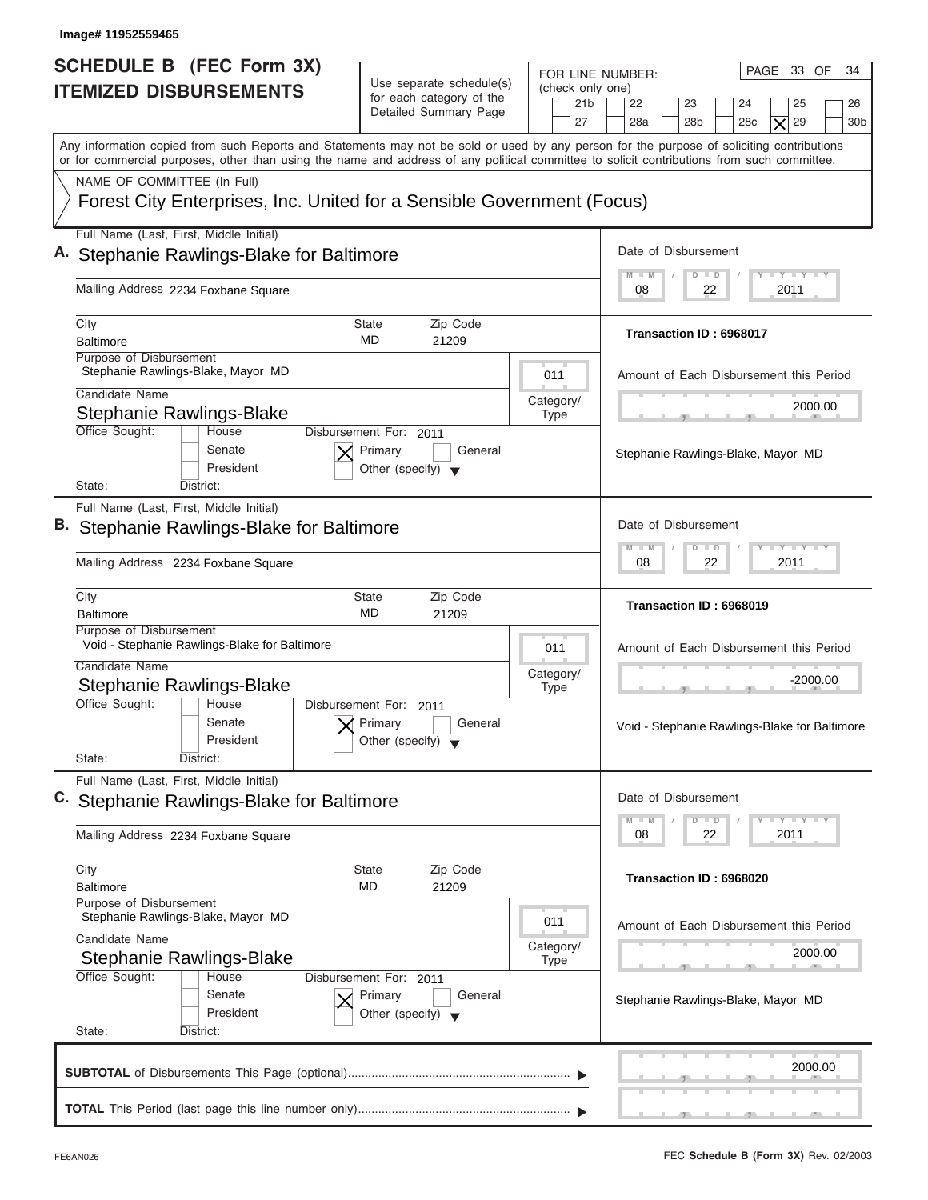Image# 11952559465

# SCHEDULE B (FEC Form 3X)
## ITEMIZED DISBURSEMENTS

Use separate schedule(s) for each category of the Detailed Summary Page

FOR LINE NUMBER: (check only one)

21b | 22 | 23 | 24 | 25 | 26 | 27 | 28a | 28b | 28c | [X] 29 | 30b

PAGE 33 OF 34

Any information copied from such Reports and Statements may not be sold or used by any person for the purpose of soliciting contributions or for commercial purposes, other than using the name and address of any political committee to solicit contributions from such committee.

NAME OF COMMITTEE (In Full)

Forest City Enterprises, Inc. United for a Sensible Government (Focus)

---

**A.** Full Name (Last, First, Middle Initial): Stephanie Rawlings-Blake for Baltimore

Mailing Address: 2234 Foxbane Square

City: Baltimore | State: MD | Zip Code: 21209

Purpose of Disbursement: Stephanie Rawlings-Blake, Mayor MD

Category/Type: 011

Candidate Name: Stephanie Rawlings-Blake

Office Sought: House / Senate / President

State: | District:

Disbursement For: 2011 [X] Primary [ ] General [ ] Other (specify)

Date of Disbursement: 08 / 22 / 2011

Transaction ID : 6968017

Amount of Each Disbursement this Period: 2000.00

Stephanie Rawlings-Blake, Mayor MD

---

**B.** Full Name (Last, First, Middle Initial): Stephanie Rawlings-Blake for Baltimore

Mailing Address: 2234 Foxbane Square

City: Baltimore | State: MD | Zip Code: 21209

Purpose of Disbursement: Void - Stephanie Rawlings-Blake for Baltimore

Category/Type: 011

Candidate Name: Stephanie Rawlings-Blake

Office Sought: House / Senate / President

State: | District:

Disbursement For: 2011 [X] Primary [ ] General [ ] Other (specify)

Date of Disbursement: 08 / 22 / 2011

Transaction ID : 6968019

Amount of Each Disbursement this Period: -2000.00

Void - Stephanie Rawlings-Blake for Baltimore

---

**C.** Full Name (Last, First, Middle Initial): Stephanie Rawlings-Blake for Baltimore

Mailing Address: 2234 Foxbane Square

City: Baltimore | State: MD | Zip Code: 21209

Purpose of Disbursement: Stephanie Rawlings-Blake, Mayor MD

Category/Type: 011

Candidate Name: Stephanie Rawlings-Blake

Office Sought: House / Senate / President

State: | District:

Disbursement For: 2011 [X] Primary [ ] General [ ] Other (specify)

Date of Disbursement: 08 / 22 / 2011

Transaction ID : 6968020

Amount of Each Disbursement this Period: 2000.00

Stephanie Rawlings-Blake, Mayor MD

---

**SUBTOTAL** of Disbursements This Page (optional) ........ 2000.00

**TOTAL** This Period (last page this line number only) ........

FE6AN026

FEC **Schedule B (Form 3X)** Rev. 02/2003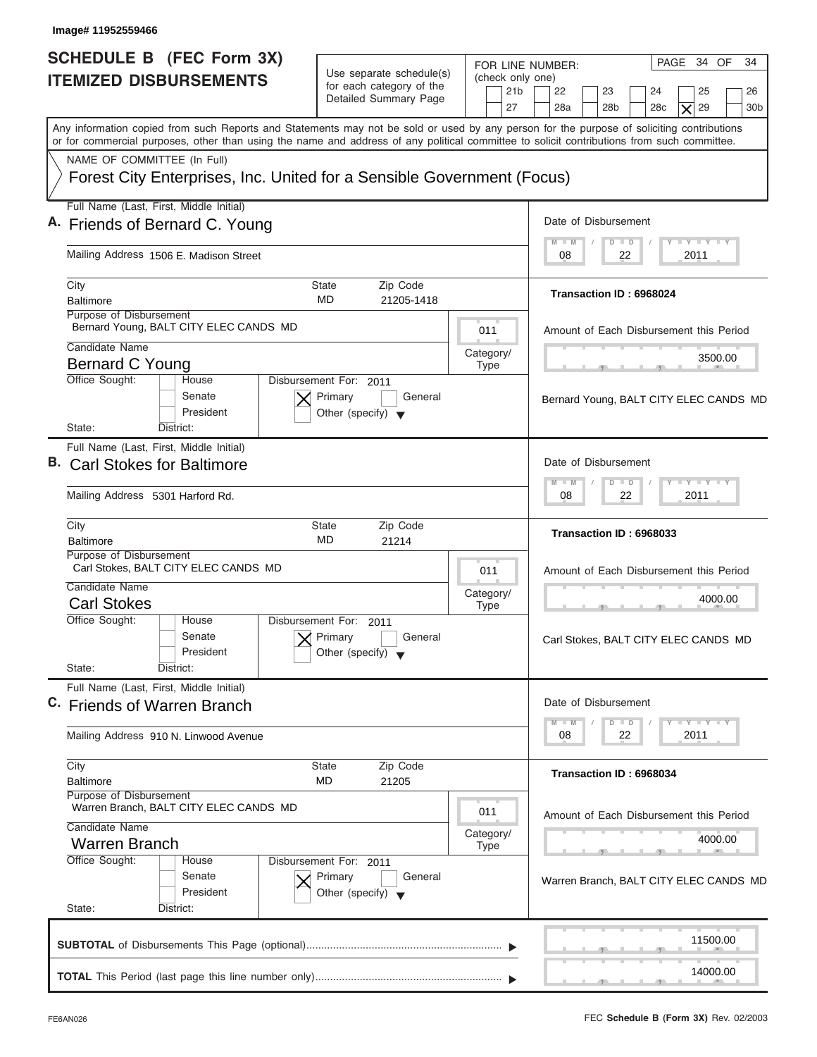Image# 11952559466

# SCHEDULE B (FEC Form 3X) ITEMIZED DISBURSEMENTS

Use separate schedule(s) for each category of the Detailed Summary Page

FOR LINE NUMBER: (check only one)
21b | 22 | 23 | 24 | 25 | 26 | 27 | 28a | 28b | 28c | [X] 29 | 30b

PAGE 34 OF 34

Any information copied from such Reports and Statements may not be sold or used by any person for the purpose of soliciting contributions or for commercial purposes, other than using the name and address of any political committee to solicit contributions from such committee.

NAME OF COMMITTEE (In Full)
Forest City Enterprises, Inc. United for a Sensible Government (Focus)

## A.

Full Name (Last, First, Middle Initial): Friends of Bernard C. Young

Mailing Address: 1506 E. Madison Street

City: Baltimore | State: MD | Zip Code: 21205-1418

Purpose of Disbursement: Bernard Young, BALT CITY ELEC CANDS MD

Category/Type: 011

Candidate Name: Bernard C Young

Office Sought: House / Senate / President

State: | District:

Disbursement For: 2011 — [X] Primary [ ] General [ ] Other (specify)

Date of Disbursement: 08 / 22 / 2011

Transaction ID : 6968024

Amount of Each Disbursement this Period: 3500.00

Bernard Young, BALT CITY ELEC CANDS MD

## B.

Full Name (Last, First, Middle Initial): Carl Stokes for Baltimore

Mailing Address: 5301 Harford Rd.

City: Baltimore | State: MD | Zip Code: 21214

Purpose of Disbursement: Carl Stokes, BALT CITY ELEC CANDS MD

Category/Type: 011

Candidate Name: Carl Stokes

Office Sought: House / Senate / President

State: | District:

Disbursement For: 2011 — [X] Primary [ ] General [ ] Other (specify)

Date of Disbursement: 08 / 22 / 2011

Transaction ID : 6968033

Amount of Each Disbursement this Period: 4000.00

Carl Stokes, BALT CITY ELEC CANDS MD

## C.

Full Name (Last, First, Middle Initial): Friends of Warren Branch

Mailing Address: 910 N. Linwood Avenue

City: Baltimore | State: MD | Zip Code: 21205

Purpose of Disbursement: Warren Branch, BALT CITY ELEC CANDS MD

Category/Type: 011

Candidate Name: Warren Branch

Office Sought: House / Senate / President

State: | District:

Disbursement For: 2011 — [X] Primary [ ] General [ ] Other (specify)

Date of Disbursement: 08 / 22 / 2011

Transaction ID : 6968034

Amount of Each Disbursement this Period: 4000.00

Warren Branch, BALT CITY ELEC CANDS MD

**SUBTOTAL** of Disbursements This Page (optional): 11500.00

**TOTAL** This Period (last page this line number only): 14000.00

FE6AN026 | FEC **Schedule B (Form 3X)** Rev. 02/2003